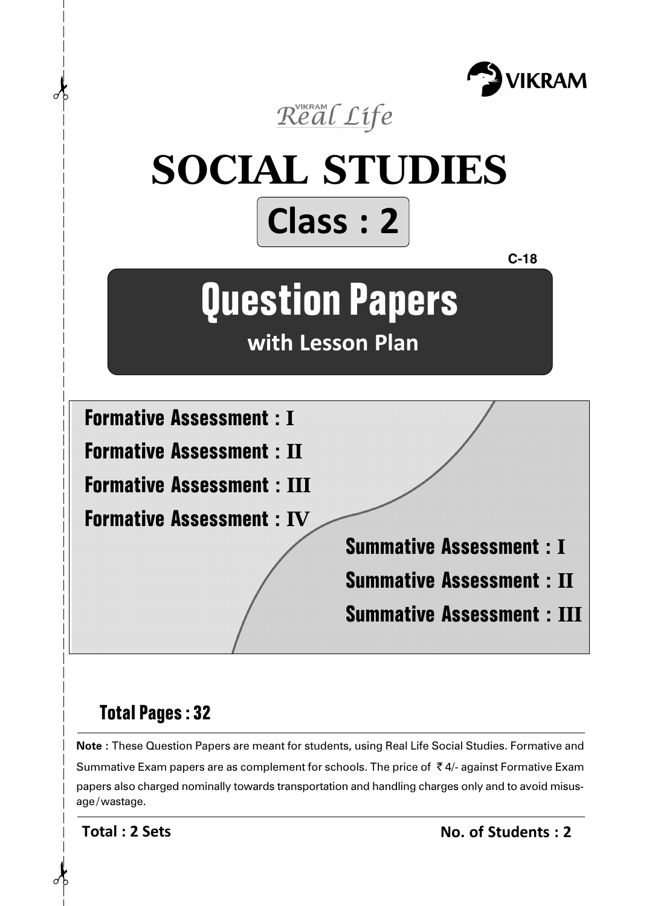VIKRAM

*VIKRAM Real Life*

# SOCIAL STUDIES

## Class : 2

C-18

# Question Papers

**with Lesson Plan**

**Formative Assessment : I**

**Formative Assessment : II**

**Formative Assessment : III**

**Formative Assessment : IV**

**Summative Assessment : I**

**Summative Assessment : II**

**Summative Assessment : III**

**Total Pages : 32**

**Note** : These Question Papers are meant for students, using Real Life Social Studies. Formative and Summative Exam papers are as complement for schools. The price of ₹ 4/- against Formative Exam papers also charged nominally towards transportation and handling charges only and to avoid misusage/wastage.

**Total : 2 Sets** **No. of Students : 2**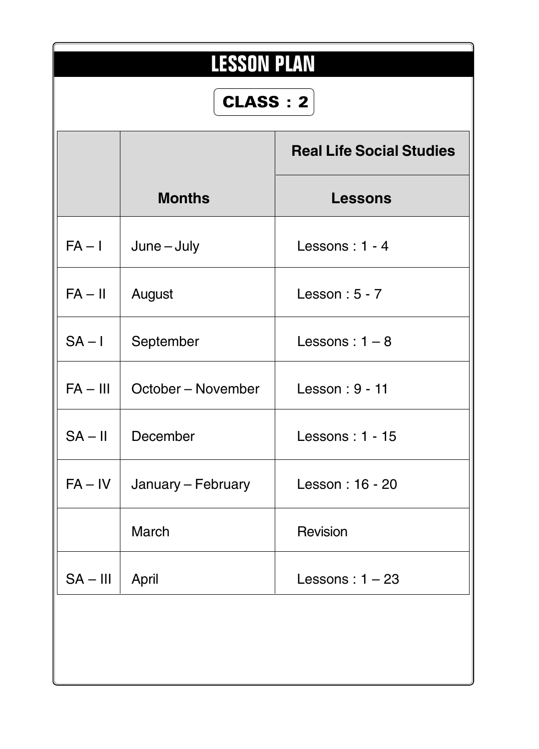# LESSON PLAN

**CLASS : 2**

| | | Real Life Social Studies |
|---|---|---|
| | **Months** | **Lessons** |
| FA – I | June – July | Lessons : 1 - 4 |
| FA – II | August | Lesson : 5 - 7 |
| SA – I | September | Lessons : 1 – 8 |
| FA – III | October – November | Lesson : 9 - 11 |
| SA – II | December | Lessons : 1 - 15 |
| FA – IV | January – February | Lesson : 16 - 20 |
| | March | Revision |
| SA – III | April | Lessons : 1 – 23 |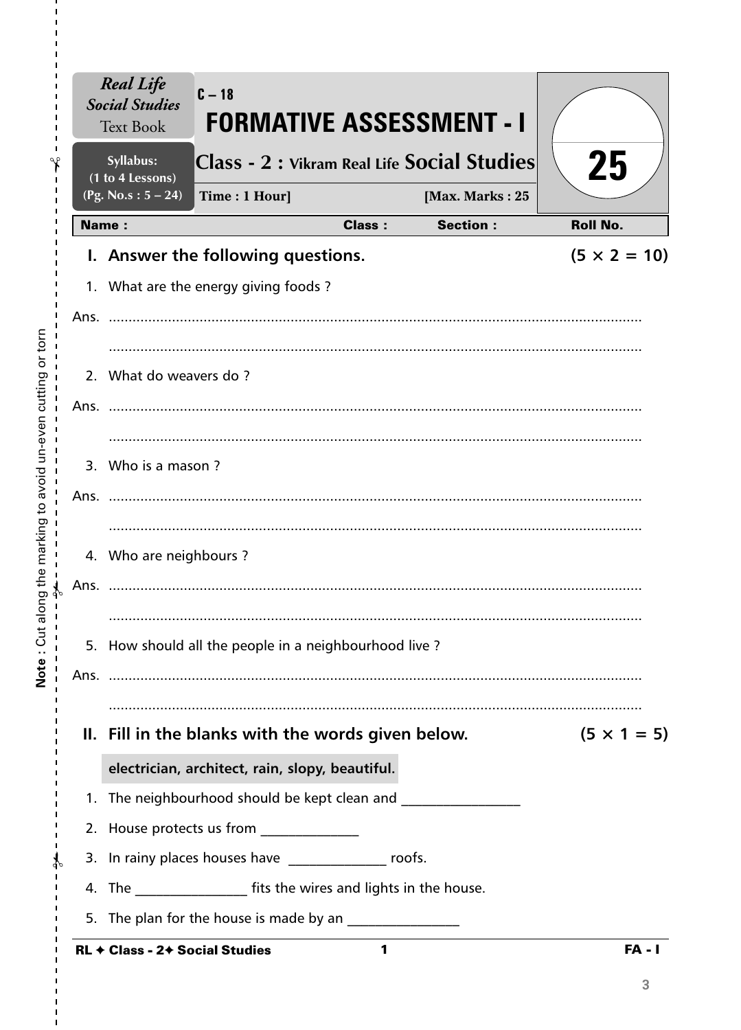*Real Life Social Studies* Text Book

Syllabus: (1 to 4 Lessons) (Pg. No.s : 5 – 24)

C – 18

# FORMATIVE ASSESSMENT - I

## Class - 2 : Vikram Real Life Social Studies

Time : 1 Hour] [Max. Marks : 25

25

| Name : | Class : | Section : | Roll No. |
|---|---|---|---|

## I. Answer the following questions. (5 × 2 = 10)

1. What are the energy giving foods ?

Ans. ......................................................................................................................................

......................................................................................................................................

2. What do weavers do ?

Ans. ......................................................................................................................................

......................................................................................................................................

3. Who is a mason ?

Ans. ......................................................................................................................................

......................................................................................................................................

4. Who are neighbours ?

Ans. ......................................................................................................................................

......................................................................................................................................

5. How should all the people in a neighbourhood live ?

Ans. ......................................................................................................................................

......................................................................................................................................

## II. Fill in the blanks with the words given below. (5 × 1 = 5)

**electrician, architect, rain, slopy, beautiful.**

1. The neighbourhood should be kept clean and ________________
2. House protects us from ______________
3. In rainy places houses have ______________ roofs.
4. The ________________ fits the wires and lights in the house.
5. The plan for the house is made by an ________________

Note : Cut along the marking to avoid un-even cutting or torn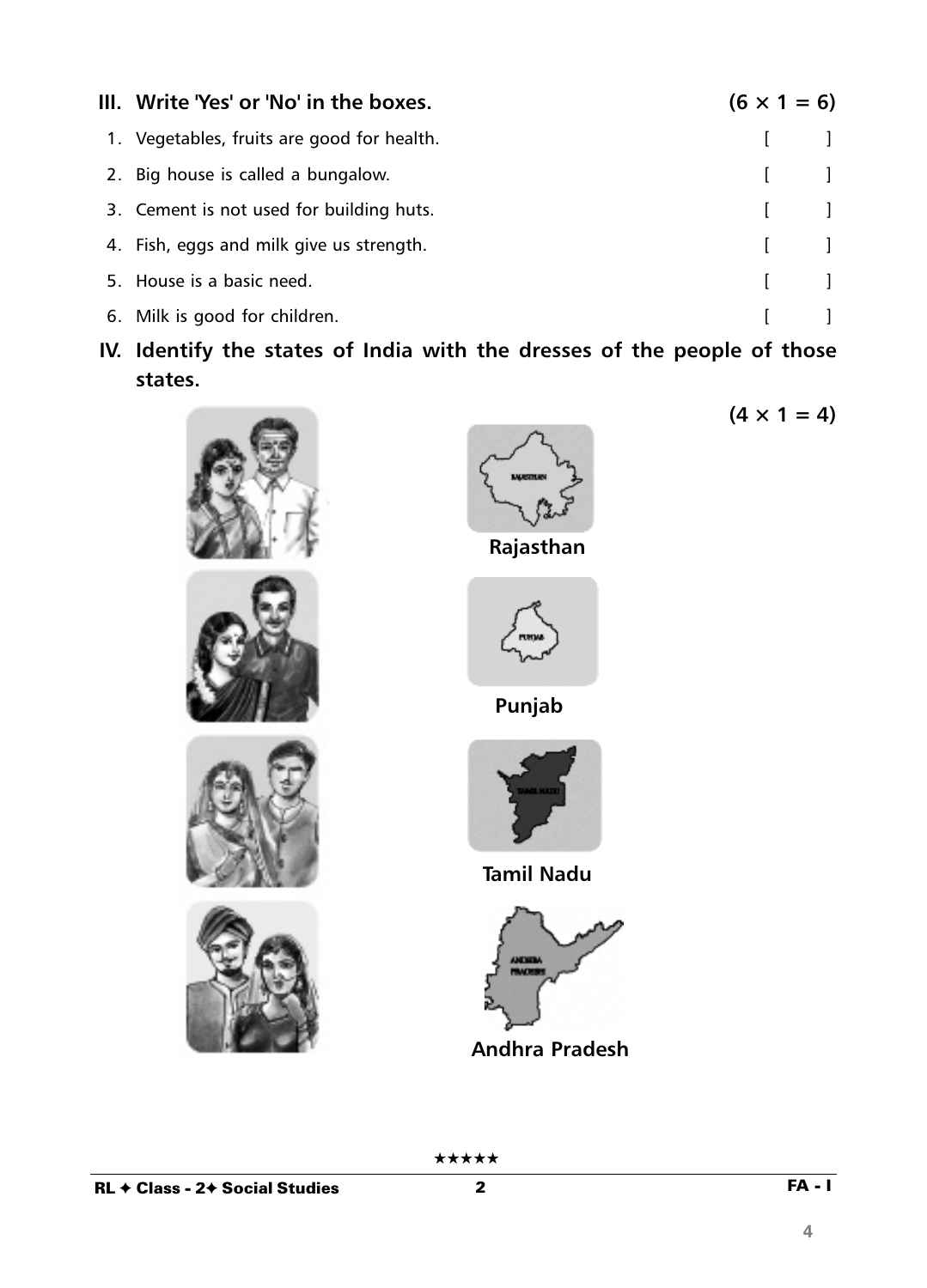**III. Write 'Yes' or 'No' in the boxes.** **(6 × 1 = 6)**

1. Vegetables, fruits are good for health. [ ]
2. Big house is called a bungalow. [ ]
3. Cement is not used for building huts. [ ]
4. Fish, eggs and milk give us strength. [ ]
5. House is a basic need. [ ]
6. Milk is good for children. [ ]

**IV. Identify the states of India with the dresses of the people of those states.**

**(4 × 1 = 4)**

**Rajasthan**

**Punjab**

**Tamil Nadu**

**Andhra Pradesh**

★★★★★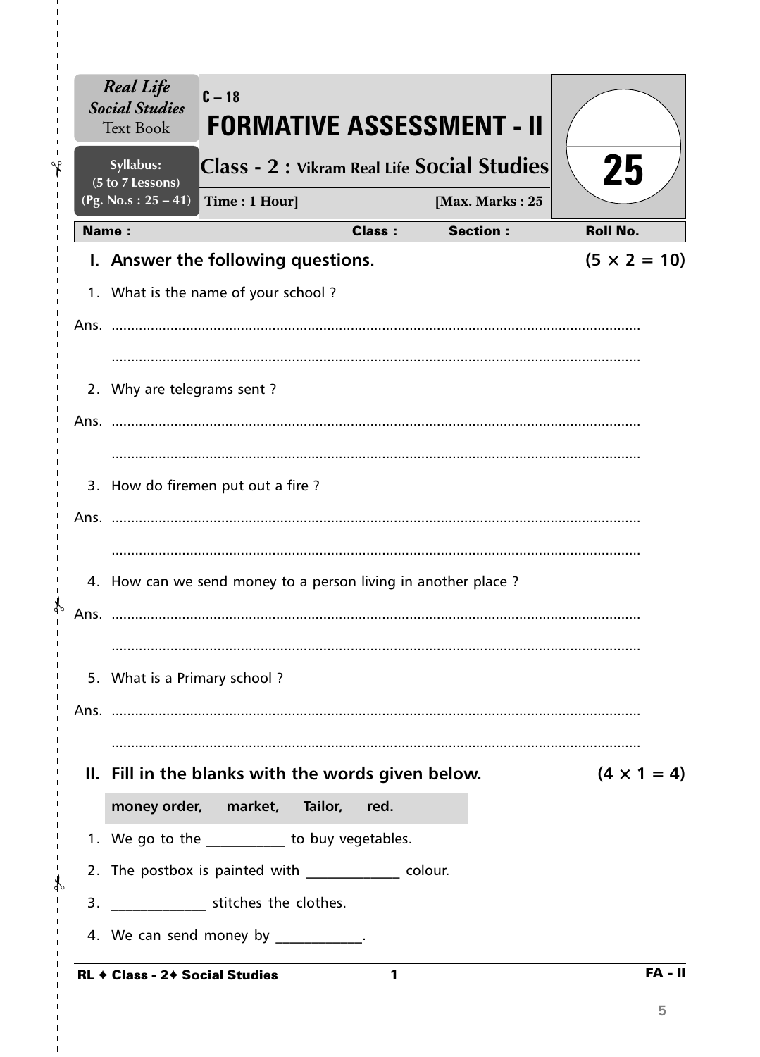**Real Life Social Studies** Text Book

**Syllabus:** (5 to 7 Lessons) (Pg. No.s : 25 – 41)

C – 18

# FORMATIVE ASSESSMENT - II

## Class - 2 : Vikram Real Life Social Studies

Time : 1 Hour] [Max. Marks : 25

25

| Name : | Class : | Section : | Roll No. |
|---|---|---|---|

### I. Answer the following questions. (5 × 2 = 10)

1. What is the name of your school ?

Ans. ..............................................................................................................................

..............................................................................................................................

2. Why are telegrams sent ?

Ans. ..............................................................................................................................

..............................................................................................................................

3. How do firemen put out a fire ?

Ans. ..............................................................................................................................

..............................................................................................................................

4. How can we send money to a person living in another place ?

Ans. ..............................................................................................................................

..............................................................................................................................

5. What is a Primary school ?

Ans. ..............................................................................................................................

..............................................................................................................................

### II. Fill in the blanks with the words given below. (4 × 1 = 4)

**money order, market, Tailor, red.**

1. We go to the ___________ to buy vegetables.
2. The postbox is painted with _____________ colour.
3. _____________ stitches the clothes.
4. We can send money by ____________.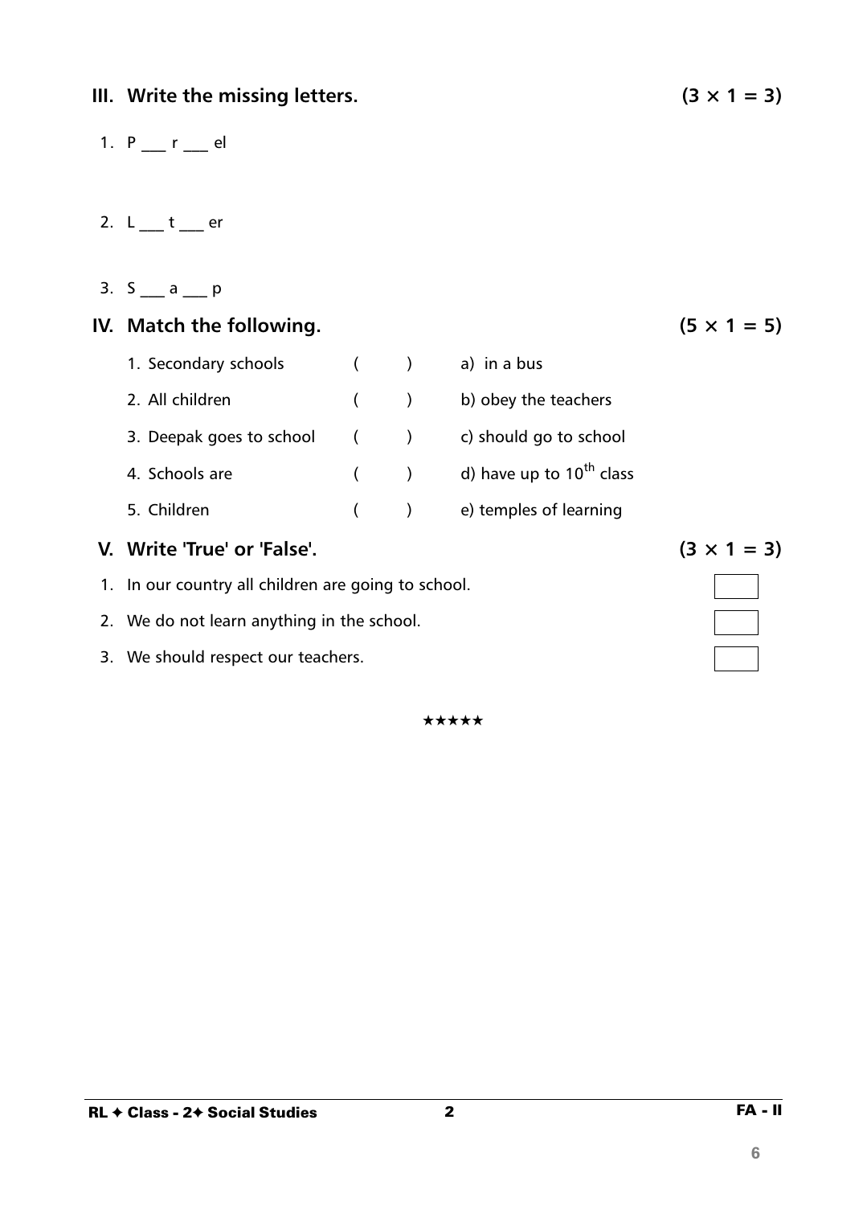## III. Write the missing letters. (3 × 1 = 3)

1. P ___ r ___ el

2. L ___ t ___ er

3. S ___ a ___ p

## IV. Match the following. (5 × 1 = 5)

| | | |
|---|---|---|
| 1. Secondary schools | (   ) | a) in a bus |
| 2. All children | (   ) | b) obey the teachers |
| 3. Deepak goes to school | (   ) | c) should go to school |
| 4. Schools are | (   ) | d) have up to 10th class |
| 5. Children | (   ) | e) temples of learning |

## V. Write 'True' or 'False'. (3 × 1 = 3)

1. In our country all children are going to school. [   ]
2. We do not learn anything in the school. [   ]
3. We should respect our teachers. [   ]

★★★★★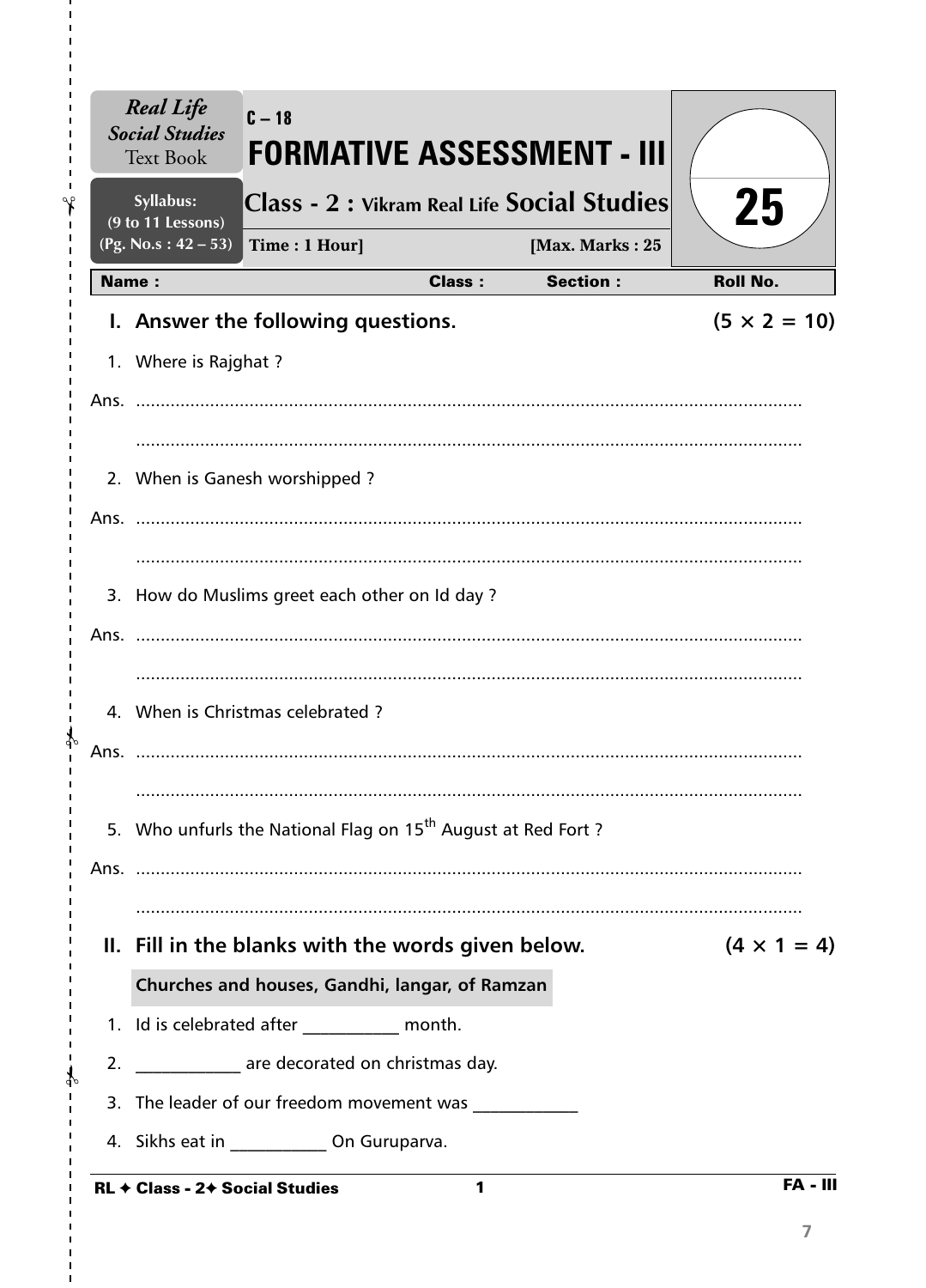**Real Life Social Studies** Text Book

**Syllabus: (9 to 11 Lessons) (Pg. No.s : 42 – 53)**

C – 18

# FORMATIVE ASSESSMENT - III

## Class - 2 : Vikram Real Life Social Studies

**Time : 1 Hour]** **[Max. Marks : 25**

25

| Name : | Class : | Section : | Roll No. |
|---|---|---|---|

### I. Answer the following questions. (5 × 2 = 10)

1. Where is Rajghat ?

Ans. ..........................................................................................................................

..........................................................................................................................

2. When is Ganesh worshipped ?

Ans. ..........................................................................................................................

..........................................................................................................................

3. How do Muslims greet each other on Id day ?

Ans. ..........................................................................................................................

..........................................................................................................................

4. When is Christmas celebrated ?

Ans. ..........................................................................................................................

..........................................................................................................................

5. Who unfurls the National Flag on 15th August at Red Fort ?

Ans. ..........................................................................................................................

..........................................................................................................................

### II. Fill in the blanks with the words given below. (4 × 1 = 4)

**Churches and houses, Gandhi, langar, of Ramzan**

1. Id is celebrated after ___________ month.
2. ____________ are decorated on christmas day.
3. The leader of our freedom movement was ____________
4. Sikhs eat in ___________ On Guruparva.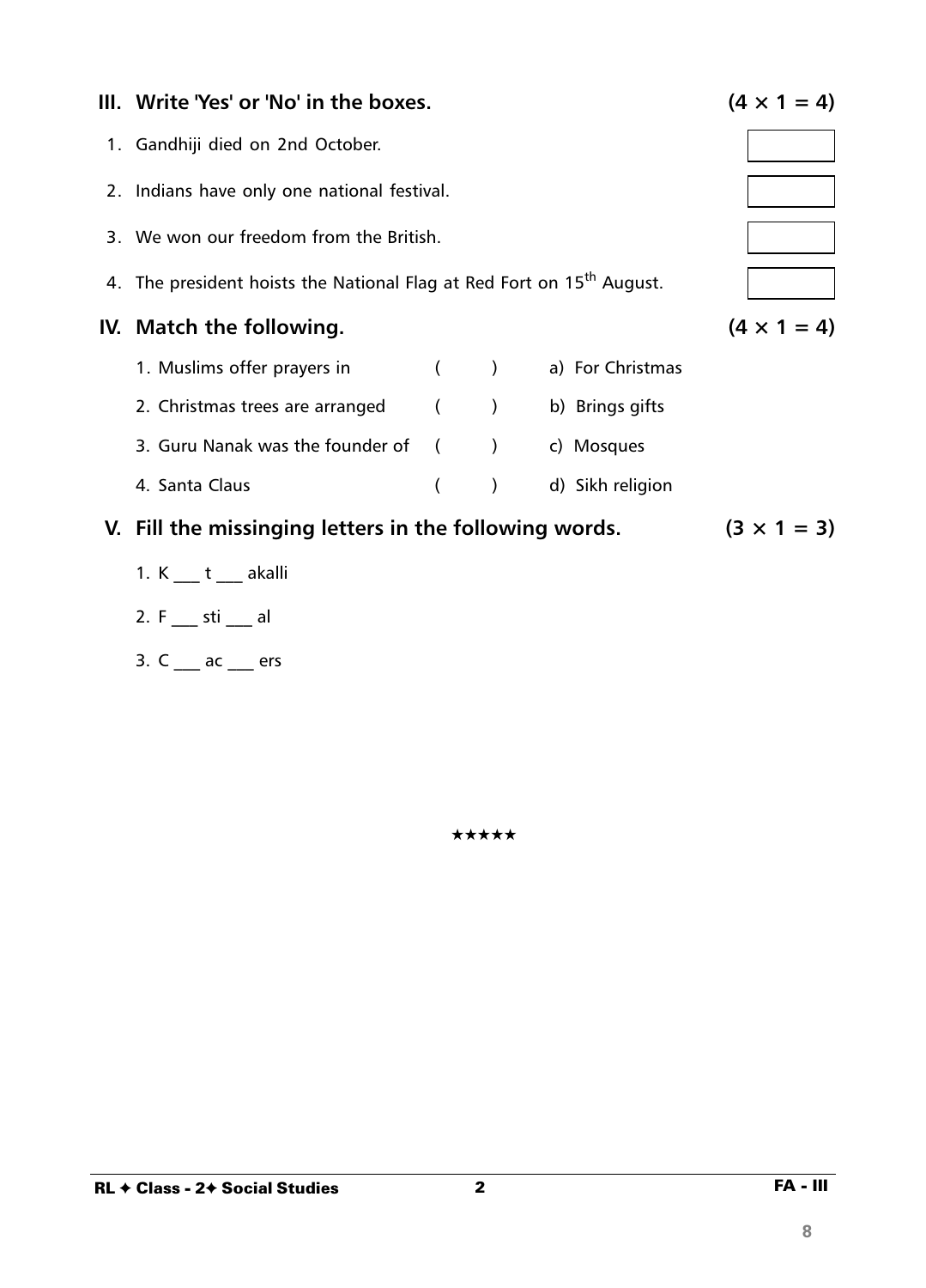## III. Write 'Yes' or 'No' in the boxes. (4 × 1 = 4)

1. Gandhiji died on 2nd October.
2. Indians have only one national festival.
3. We won our freedom from the British.
4. The president hoists the National Flag at Red Fort on $15^{th}$ August.

## IV. Match the following. (4 × 1 = 4)

| | | |
|---|---|---|
| 1. Muslims offer prayers in | (   ) | a) For Christmas |
| 2. Christmas trees are arranged | (   ) | b) Brings gifts |
| 3. Guru Nanak was the founder of | (   ) | c) Mosques |
| 4. Santa Claus | (   ) | d) Sikh religion |

## V. Fill the missinging letters in the following words. (3 × 1 = 3)

1. K ___ t ___ akalli
2. F ___ sti ___ al
3. C ___ ac ___ ers

★★★★★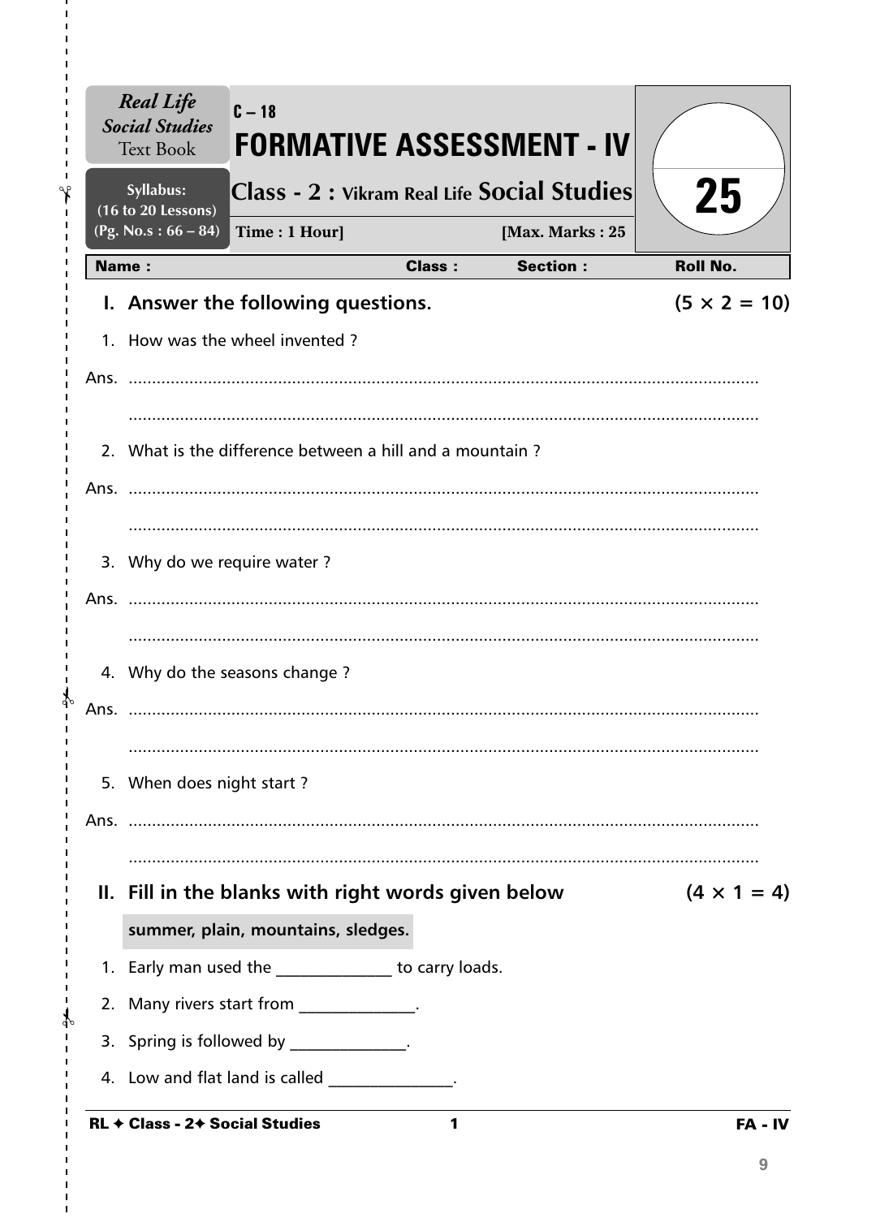**Real Life Social Studies Text Book**

**Syllabus: (16 to 20 Lessons) (Pg. No.s : 66 – 84)**

C – 18

# FORMATIVE ASSESSMENT - IV

## Class - 2 : Vikram Real Life Social Studies

**Time : 1 Hour]** **[Max. Marks : 25**

25

| Name : | Class : | Section : | Roll No. |
|---|---|---|---|

### I. Answer the following questions. (5 × 2 = 10)

1. How was the wheel invented ?

Ans. ..........................................................................................................................

..........................................................................................................................

2. What is the difference between a hill and a mountain ?

Ans. ..........................................................................................................................

..........................................................................................................................

3. Why do we require water ?

Ans. ..........................................................................................................................

..........................................................................................................................

4. Why do the seasons change ?

Ans. ..........................................................................................................................

..........................................................................................................................

5. When does night start ?

Ans. ..........................................................................................................................

..........................................................................................................................

### II. Fill in the blanks with right words given below (4 × 1 = 4)

**summer, plain, mountains, sledges.**

1. Early man used the ______________ to carry loads.
2. Many rivers start from ______________.
3. Spring is followed by ______________.
4. Low and flat land is called _______________.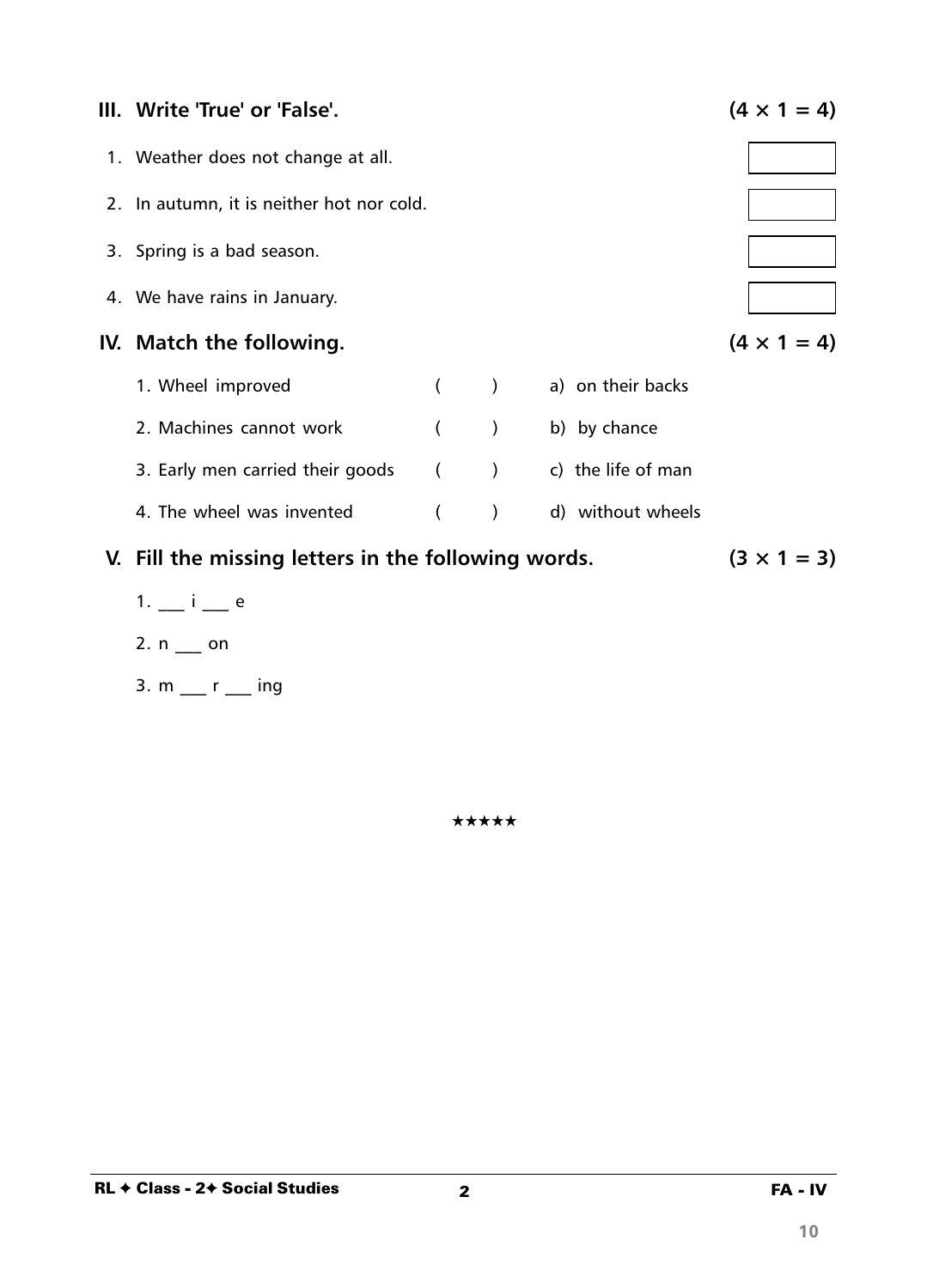## III. Write 'True' or 'False'. (4 × 1 = 4)

1. Weather does not change at all. [ ]
2. In autumn, it is neither hot nor cold. [ ]
3. Spring is a bad season. [ ]
4. We have rains in January. [ ]

## IV. Match the following. (4 × 1 = 4)

| | | |
|---|---|---|
| 1. Wheel improved | ( ) | a) on their backs |
| 2. Machines cannot work | ( ) | b) by chance |
| 3. Early men carried their goods | ( ) | c) the life of man |
| 4. The wheel was invented | ( ) | d) without wheels |

## V. Fill the missing letters in the following words. (3 × 1 = 3)

1. ___ i ___ e
2. n ___ on
3. m ___ r ___ ing

★★★★★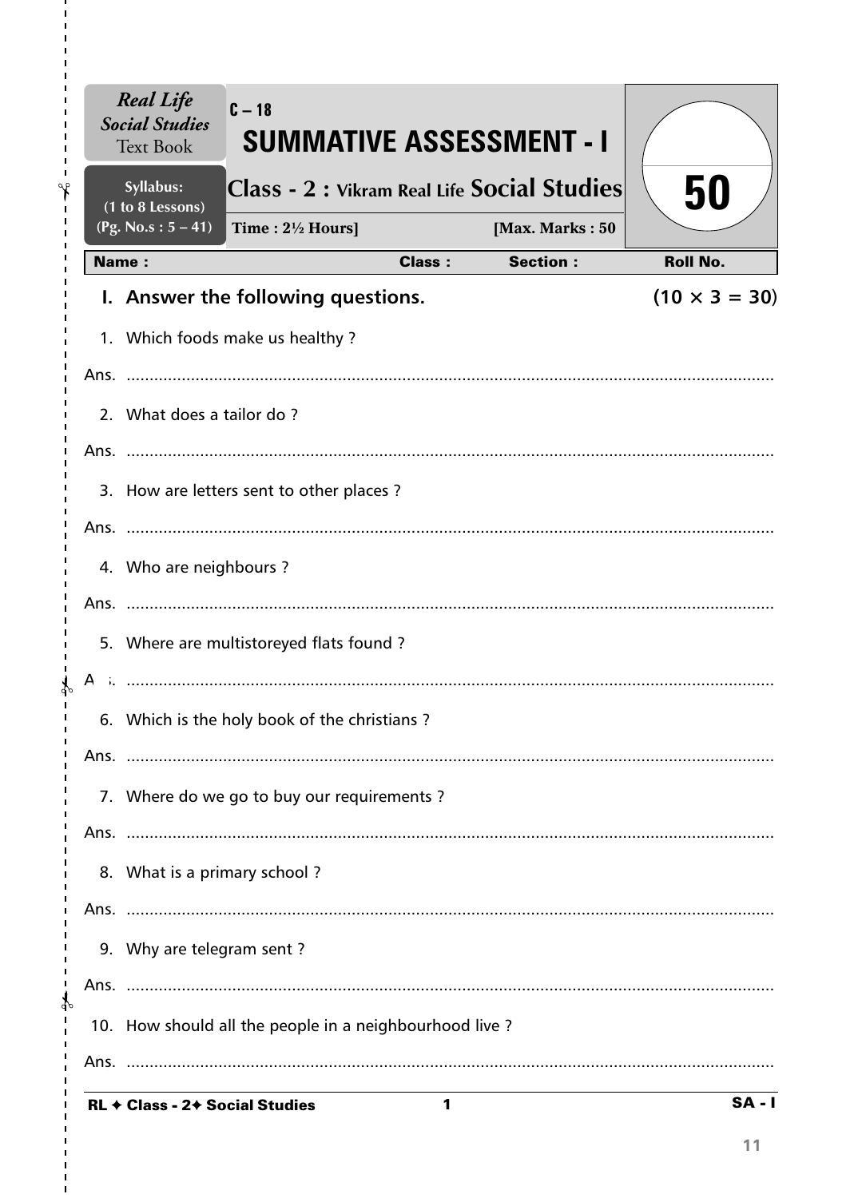*Real Life Social Studies* Text Book

Syllabus: (1 to 8 Lessons) (Pg. No.s : 5 – 41)

C – 18

# SUMMATIVE ASSESSMENT - I

## Class - 2 : Vikram Real Life Social Studies

Time : 2½ Hours] [Max. Marks : 50

50

| Name : | Class : | Section : | Roll No. |
|---|---|---|---|

### I. Answer the following questions. (10 × 3 = 30)

1. Which foods make us healthy ?

Ans. ..........................................................................................................

2. What does a tailor do ?

Ans. ..........................................................................................................

3. How are letters sent to other places ?

Ans. ..........................................................................................................

4. Who are neighbours ?

Ans. ..........................................................................................................

5. Where are multistoreyed flats found ?

Ans. ..........................................................................................................

6. Which is the holy book of the christians ?

Ans. ..........................................................................................................

7. Where do we go to buy our requirements ?

Ans. ..........................................................................................................

8. What is a primary school ?

Ans. ..........................................................................................................

9. Why are telegram sent ?

Ans. ..........................................................................................................

10. How should all the people in a neighbourhood live ?

Ans. ..........................................................................................................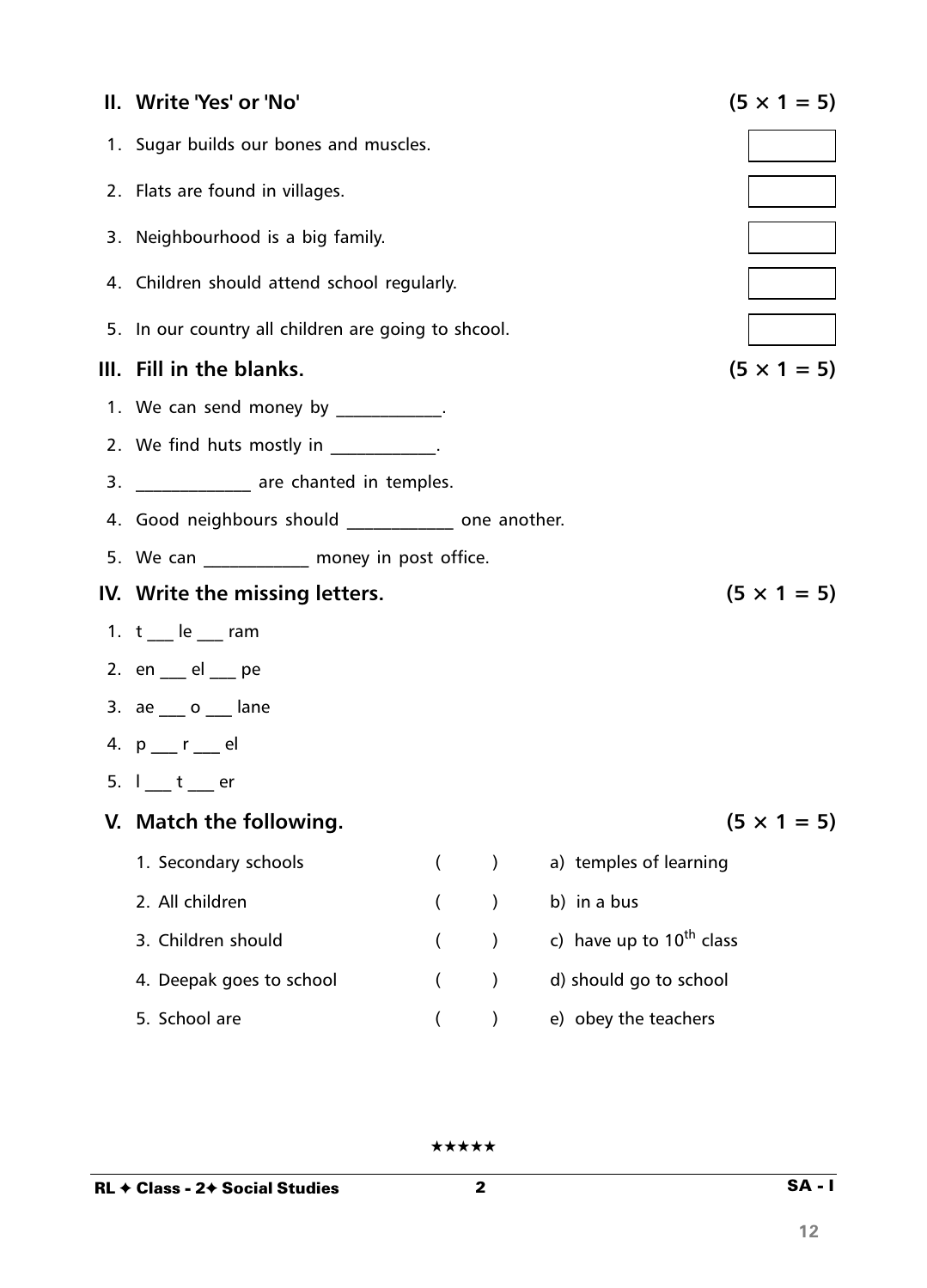## II. Write 'Yes' or 'No' (5 × 1 = 5)

1. Sugar builds our bones and muscles. [ ]
2. Flats are found in villages. [ ]
3. Neighbourhood is a big family. [ ]
4. Children should attend school regularly. [ ]
5. In our country all children are going to shcool. [ ]

## III. Fill in the blanks. (5 × 1 = 5)

1. We can send money by ____________.
2. We find huts mostly in ____________.
3. _____________ are chanted in temples.
4. Good neighbours should ____________ one another.
5. We can ____________ money in post office.

## IV. Write the missing letters. (5 × 1 = 5)

1. t ___ le ___ ram
2. en ___ el ___ pe
3. ae ___ o ___ lane
4. p ___ r ___ el
5. l ___ t ___ er

## V. Match the following. (5 × 1 = 5)

| | | |
|---|---|---|
| 1. Secondary schools | (     ) | a) temples of learning |
| 2. All children | (     ) | b) in a bus |
| 3. Children should | (     ) | c) have up to 10th class |
| 4. Deepak goes to school | (     ) | d) should go to school |
| 5. School are | (     ) | e) obey the teachers |

★★★★★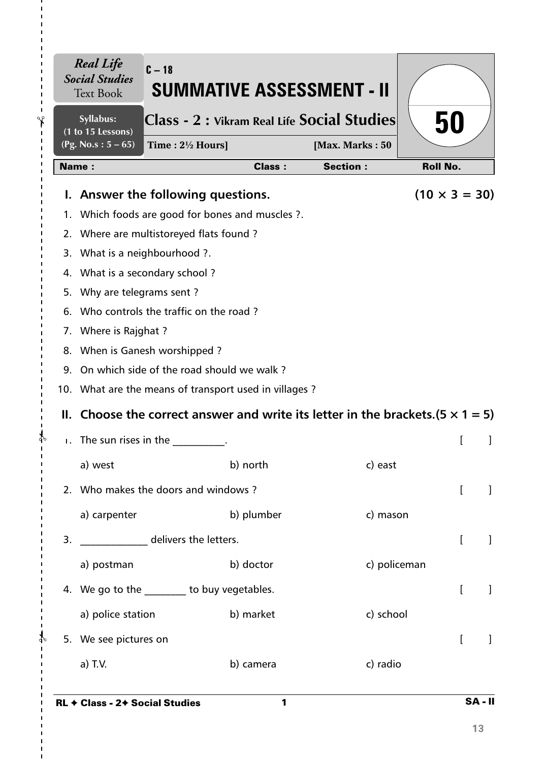**Real Life Social Studies** Text Book

**Syllabus: (1 to 15 Lessons) (Pg. No.s : 5 – 65)**

C – 18

# SUMMATIVE ASSESSMENT - II

## Class - 2 : Vikram Real Life Social Studies

Time : 2½ Hours] [Max. Marks : 50

50

| Name : | Class : | Section : | Roll No. |
|---|---|---|---|

### I. Answer the following questions. (10 × 3 = 30)

1. Which foods are good for bones and muscles ?.
2. Where are multistoreyed flats found ?
3. What is a neighbourhood ?.
4. What is a secondary school ?
5. Why are telegrams sent ?
6. Who controls the traffic on the road ?
7. Where is Rajghat ?
8. When is Ganesh worshipped ?
9. On which side of the road should we walk ?
10. What are the means of transport used in villages ?

### II. Choose the correct answer and write its letter in the brackets.(5 × 1 = 5)

1. The sun rises in the __________. [ ]

   a) west b) north c) east

2. Who makes the doors and windows ? [ ]

   a) carpenter b) plumber c) mason

3. _____________ delivers the letters. [ ]

   a) postman b) doctor c) policeman

4. We go to the ________ to buy vegetables. [ ]

   a) police station b) market c) school

5. We see pictures on [ ]

   a) T.V. b) camera c) radio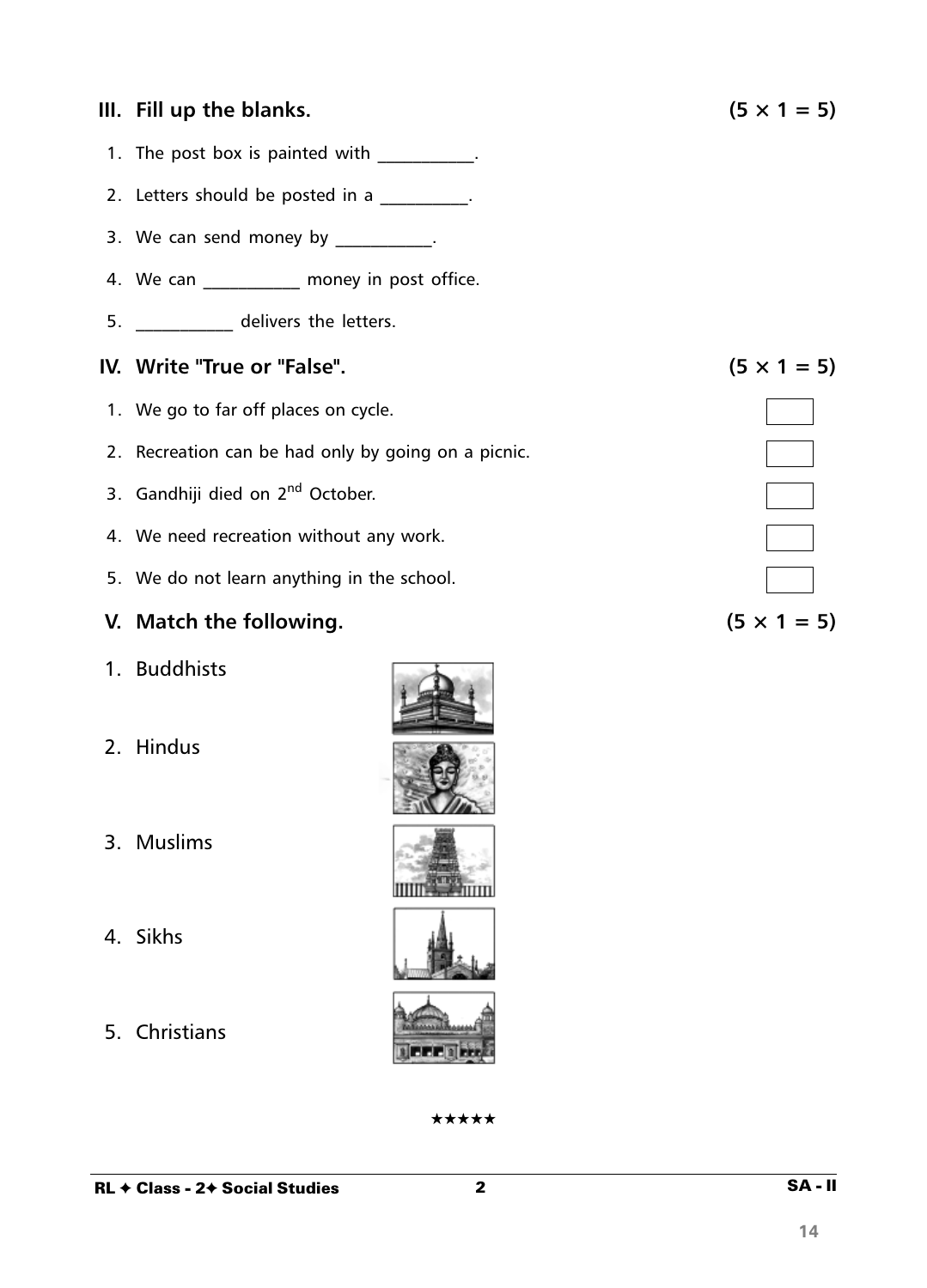## III. Fill up the blanks. (5 × 1 = 5)

1. The post box is painted with __________.
2. Letters should be posted in a _________.
3. We can send money by __________.
4. We can __________ money in post office.
5. __________ delivers the letters.

## IV. Write "True or "False". (5 × 1 = 5)

1. We go to far off places on cycle.
2. Recreation can be had only by going on a picnic.
3. Gandhiji died on 2nd October.
4. We need recreation without any work.
5. We do not learn anything in the school.

## V. Match the following. (5 × 1 = 5)

1. Buddhists
2. Hindus
3. Muslims
4. Sikhs
5. Christians

★★★★★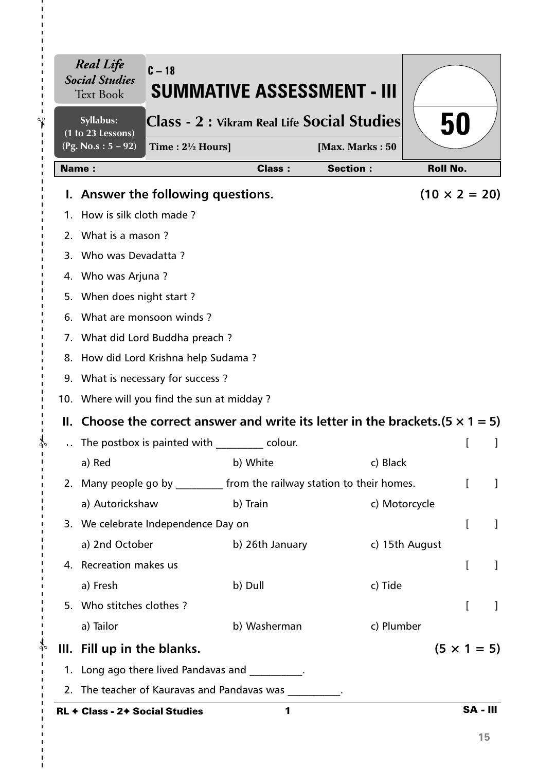| *Real Life Social Studies* Text Book | C – 18 **SUMMATIVE ASSESSMENT - III** | 50 |
|---|---|---|
| **Syllabus: (1 to 23 Lessons) (Pg. No.s : 5 – 92)** | **Class - 2 : Vikram Real Life Social Studies** | |
| | **Time : 2½ Hours]** **[Max. Marks : 50** | |

| **Name :** | **Class :** | **Section :** | **Roll No.** |
|---|---|---|---|

## I. Answer the following questions. (10 × 2 = 20)

1. How is silk cloth made ?
2. What is a mason ?
3. Who was Devadatta ?
4. Who was Arjuna ?
5. When does night start ?
6. What are monsoon winds ?
7. What did Lord Buddha preach ?
8. How did Lord Krishna help Sudama ?
9. What is necessary for success ?
10. Where will you find the sun at midday ?

## II. Choose the correct answer and write its letter in the brackets.(5 × 1 = 5)

1. The postbox is painted with _________ colour. [ ]

   a) Red b) White c) Black

2. Many people go by _________ from the railway station to their homes. [ ]

   a) Autorickshaw b) Train c) Motorcycle

3. We celebrate Independence Day on [ ]

   a) 2nd October b) 26th January c) 15th August

4. Recreation makes us [ ]

   a) Fresh b) Dull c) Tide

5. Who stitches clothes ? [ ]

   a) Tailor b) Washerman c) Plumber

## III. Fill up in the blanks. (5 × 1 = 5)

1. Long ago there lived Pandavas and __________.
2. The teacher of Kauravas and Pandavas was __________.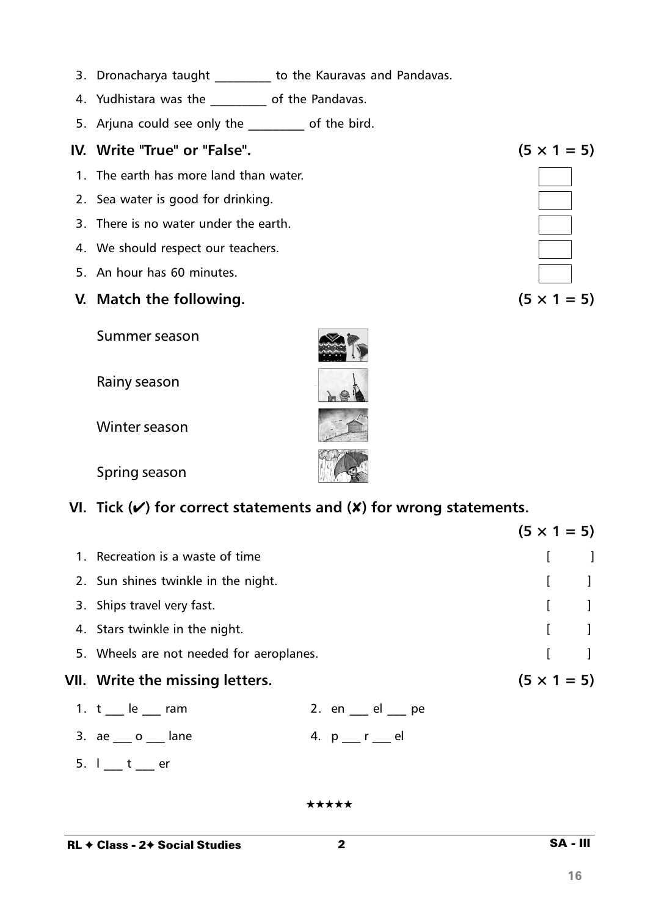3. Dronacharya taught _________ to the Kauravas and Pandavas.
4. Yudhistara was the _________ of the Pandavas.
5. Arjuna could see only the _________ of the bird.

## IV. Write "True" or "False". (5 × 1 = 5)

1. The earth has more land than water.
2. Sea water is good for drinking.
3. There is no water under the earth.
4. We should respect our teachers.
5. An hour has 60 minutes.

## V. Match the following. (5 × 1 = 5)

Summer season

Rainy season

Winter season

Spring season

## VI. Tick (✔) for correct statements and (✘) for wrong statements. (5 × 1 = 5)

1. Recreation is a waste of time [ ]
2. Sun shines twinkle in the night. [ ]
3. Ships travel very fast. [ ]
4. Stars twinkle in the night. [ ]
5. Wheels are not needed for aeroplanes. [ ]

## VII. Write the missing letters. (5 × 1 = 5)

1. t ___ le ___ ram
2. en ___ el ___ pe
3. ae ___ o ___ lane
4. p ___ r ___ el
5. l ___ t ___ er

★★★★★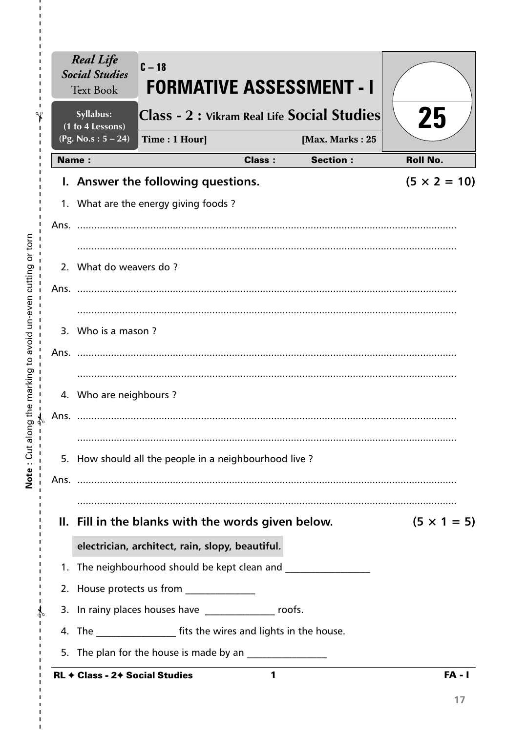*Real Life Social Studies* Text Book

Syllabus: (1 to 4 Lessons) (Pg. No.s : 5 – 24)

C – 18

# FORMATIVE ASSESSMENT - I

## Class - 2 : Vikram Real Life Social Studies

Time : 1 Hour] [Max. Marks : 25

25

| Name : | Class : | Section : | Roll No. |
|---|---|---|---|

**I. Answer the following questions.** **(5 × 2 = 10)**

1. What are the energy giving foods ?

Ans. ......................................................................................................................

......................................................................................................................

2. What do weavers do ?

Ans. ......................................................................................................................

......................................................................................................................

3. Who is a mason ?

Ans. ......................................................................................................................

......................................................................................................................

4. Who are neighbours ?

Ans. ......................................................................................................................

......................................................................................................................

5. How should all the people in a neighbourhood live ?

Ans. ......................................................................................................................

......................................................................................................................

**II. Fill in the blanks with the words given below.** **(5 × 1 = 5)**

**electrician, architect, rain, slopy, beautiful.**

1. The neighbourhood should be kept clean and ________________
2. House protects us from _____________
3. In rainy places houses have _____________ roofs.
4. The _______________ fits the wires and lights in the house.
5. The plan for the house is made by an _______________

**Note** : Cut along the marking to avoid un-even cutting or torn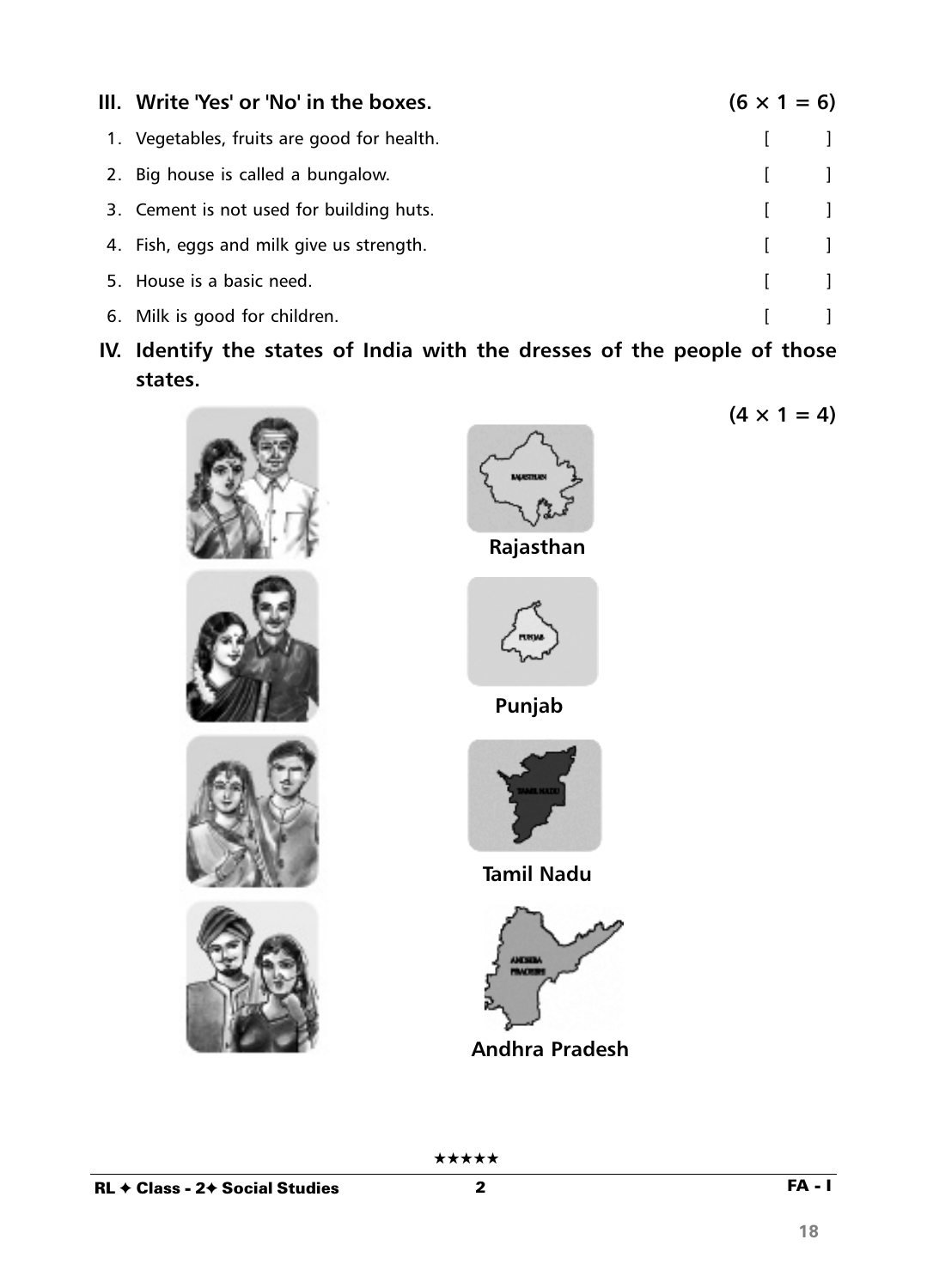**III. Write 'Yes' or 'No' in the boxes.** **(6 × 1 = 6)**

1. Vegetables, fruits are good for health. [ ]
2. Big house is called a bungalow. [ ]
3. Cement is not used for building huts. [ ]
4. Fish, eggs and milk give us strength. [ ]
5. House is a basic need. [ ]
6. Milk is good for children. [ ]

**IV. Identify the states of India with the dresses of the people of those states.** **(4 × 1 = 4)**

**Rajasthan**

**Punjab**

**Tamil Nadu**

**Andhra Pradesh**

★★★★★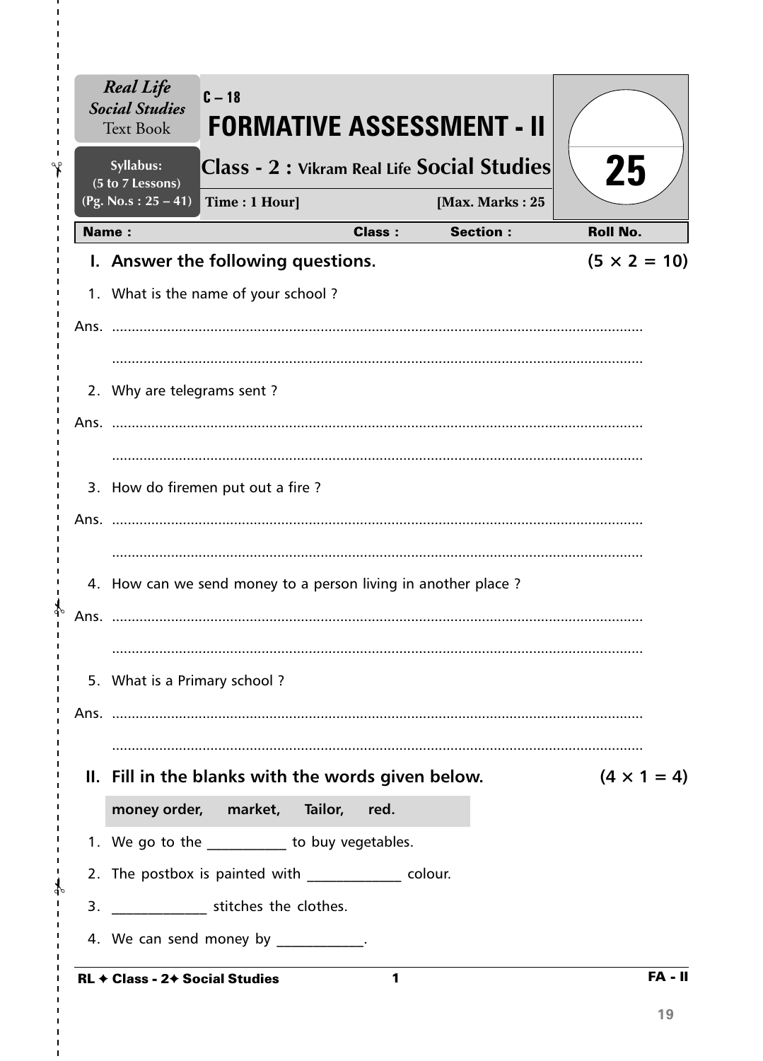**Real Life Social Studies** Text Book

**Syllabus:** (5 to 7 Lessons) (Pg. No.s : 25 – 41)

C – 18

# FORMATIVE ASSESSMENT - II

## Class - 2 : Vikram Real Life Social Studies

**Time : 1 Hour]** **[Max. Marks : 25**

**25**

| Name : | Class : | Section : | Roll No. |
|---|---|---|---|

### I. Answer the following questions. (5 × 2 = 10)

1. What is the name of your school ?

Ans. ..........................................................................................................................

..........................................................................................................................

2. Why are telegrams sent ?

Ans. ..........................................................................................................................

..........................................................................................................................

3. How do firemen put out a fire ?

Ans. ..........................................................................................................................

..........................................................................................................................

4. How can we send money to a person living in another place ?

Ans. ..........................................................................................................................

..........................................................................................................................

5. What is a Primary school ?

Ans. ..........................................................................................................................

..........................................................................................................................

### II. Fill in the blanks with the words given below. (4 × 1 = 4)

**money order, market, Tailor, red.**

1. We go to the ___________ to buy vegetables.
2. The postbox is painted with _____________ colour.
3. _____________ stitches the clothes.
4. We can send money by ____________.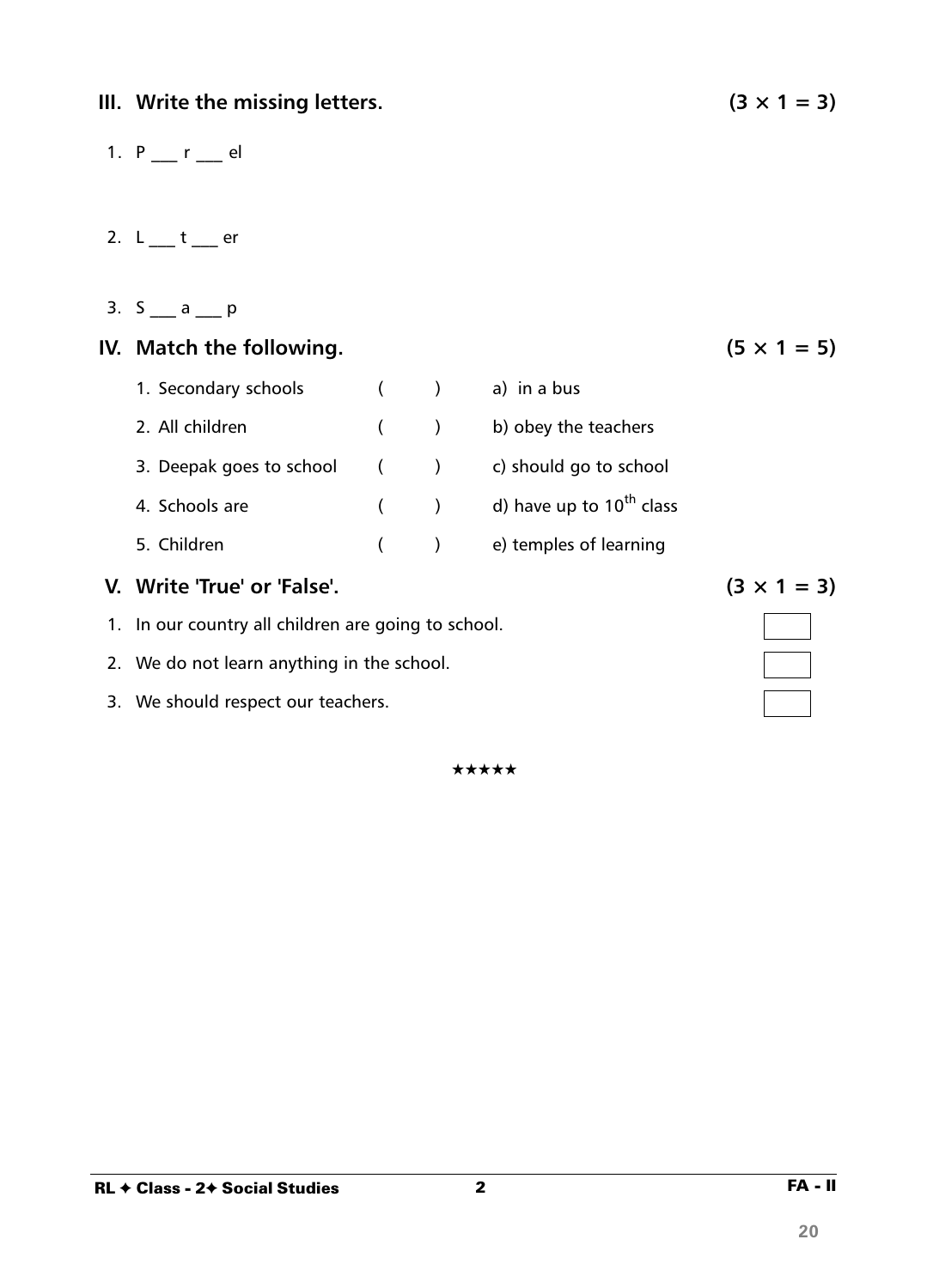## III. Write the missing letters. (3 × 1 = 3)

1. P ___ r ___ el

2. L ___ t ___ er

3. S ___ a ___ p

## IV. Match the following. (5 × 1 = 5)

| | | |
|---|---|---|
| 1. Secondary schools | ( ) | a) in a bus |
| 2. All children | ( ) | b) obey the teachers |
| 3. Deepak goes to school | ( ) | c) should go to school |
| 4. Schools are | ( ) | d) have up to 10th class |
| 5. Children | ( ) | e) temples of learning |

## V. Write 'True' or 'False'. (3 × 1 = 3)

1. In our country all children are going to school. [ ]
2. We do not learn anything in the school. [ ]
3. We should respect our teachers. [ ]

★★★★★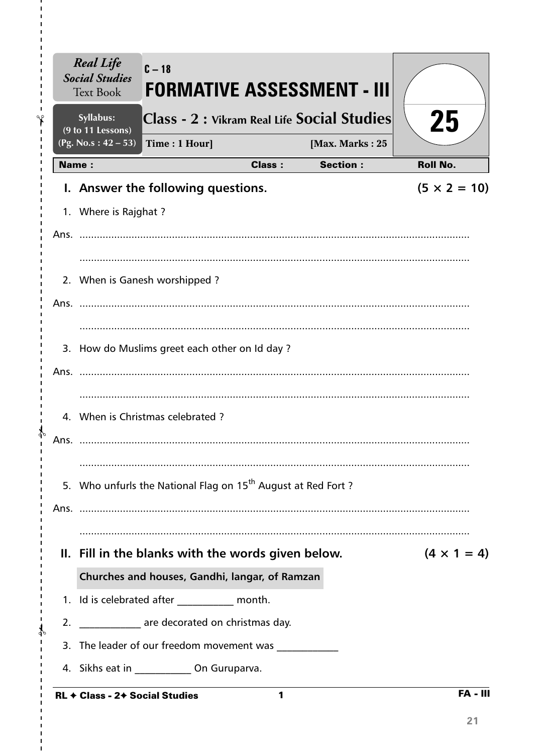**Real Life Social Studies** Text Book

**Syllabus: (9 to 11 Lessons) (Pg. No.s : 42 – 53)**

C – 18

# FORMATIVE ASSESSMENT - III

## Class - 2 : Vikram Real Life Social Studies

**Time : 1 Hour]** **[Max. Marks : 25**

25

| Name : | Class : | Section : | Roll No. |
|---|---|---|---|

### I. Answer the following questions. (5 × 2 = 10)

1. Where is Rajghat ?

Ans. ......................................................................................................................

......................................................................................................................

2. When is Ganesh worshipped ?

Ans. ......................................................................................................................

......................................................................................................................

3. How do Muslims greet each other on Id day ?

Ans. ......................................................................................................................

......................................................................................................................

4. When is Christmas celebrated ?

Ans. ......................................................................................................................

......................................................................................................................

5. Who unfurls the National Flag on 15th August at Red Fort ?

Ans. ......................................................................................................................

......................................................................................................................

### II. Fill in the blanks with the words given below. (4 × 1 = 4)

**Churches and houses, Gandhi, langar, of Ramzan**

1. Id is celebrated after ___________ month.
2. ____________ are decorated on christmas day.
3. The leader of our freedom movement was ____________
4. Sikhs eat in ___________ On Guruparva.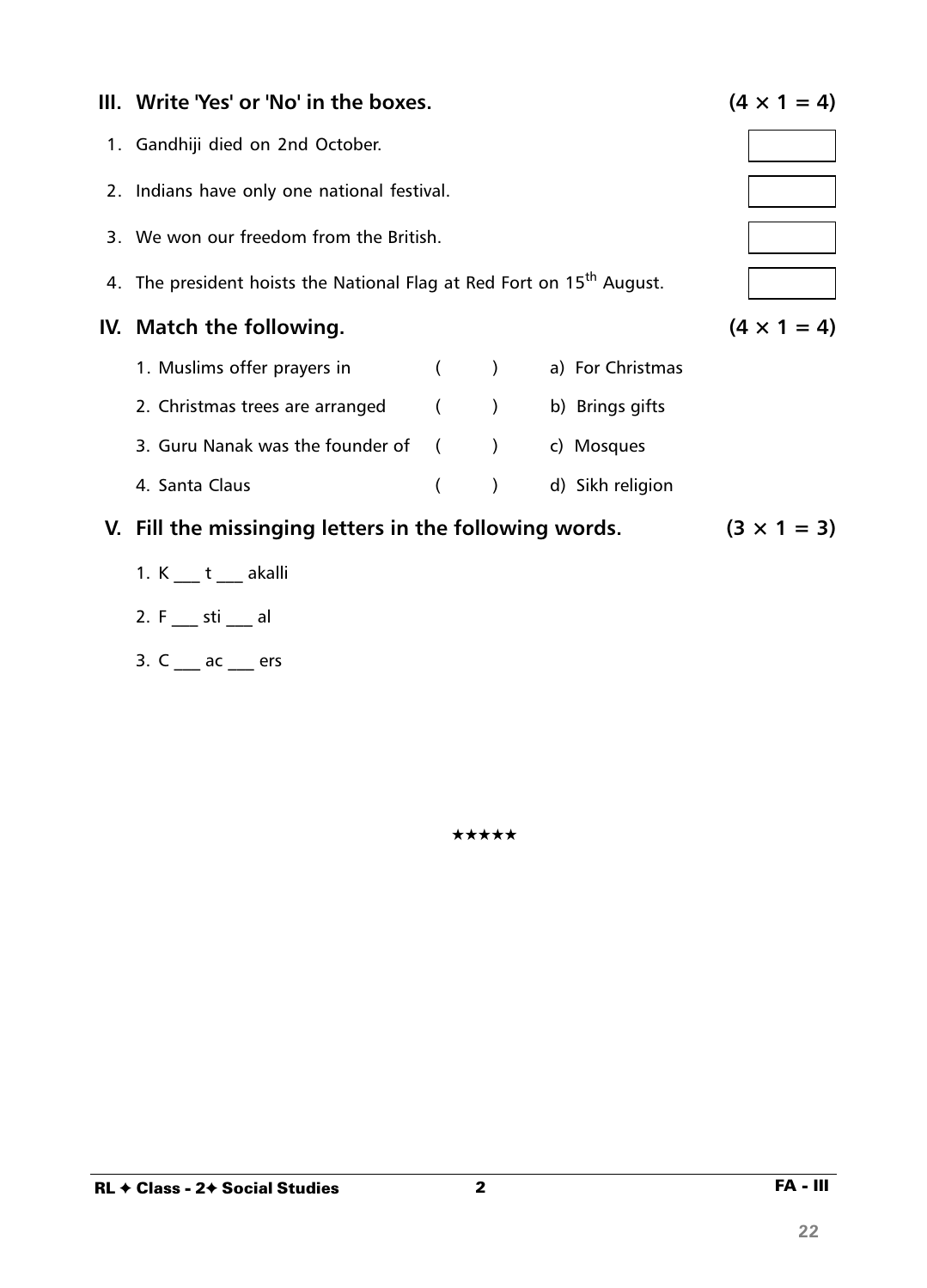## III. Write 'Yes' or 'No' in the boxes. (4 × 1 = 4)

1. Gandhiji died on 2nd October. [ ]
2. Indians have only one national festival. [ ]
3. We won our freedom from the British. [ ]
4. The president hoists the National Flag at Red Fort on $15^{th}$ August. [ ]

## IV. Match the following. (4 × 1 = 4)

| | | |
|---|---|---|
| 1. Muslims offer prayers in | ( ) | a) For Christmas |
| 2. Christmas trees are arranged | ( ) | b) Brings gifts |
| 3. Guru Nanak was the founder of | ( ) | c) Mosques |
| 4. Santa Claus | ( ) | d) Sikh religion |

## V. Fill the missinging letters in the following words. (3 × 1 = 3)

1. K ___ t ___ akalli
2. F ___ sti ___ al
3. C ___ ac ___ ers

★★★★★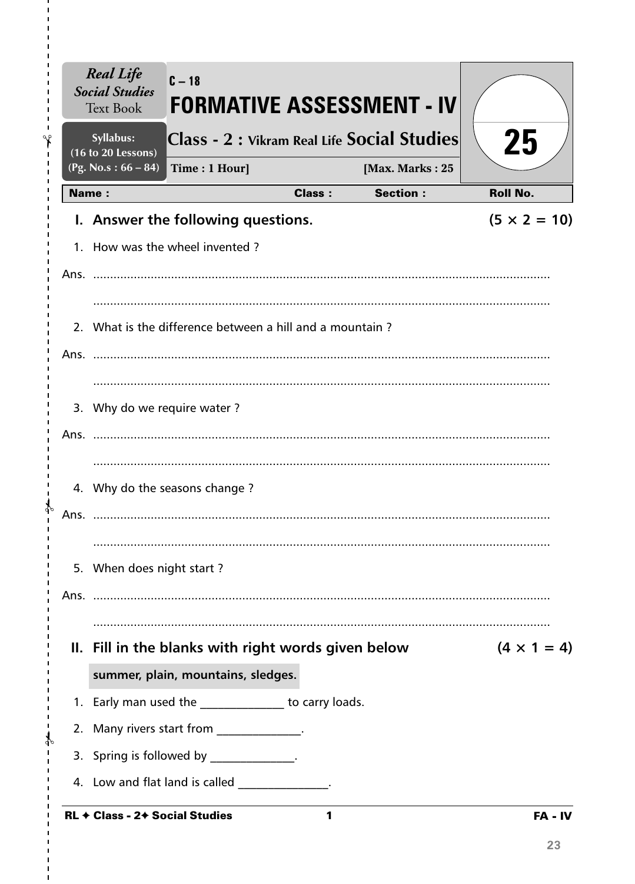*Real Life Social Studies* Text Book

Syllabus: (16 to 20 Lessons) (Pg. No.s : 66 – 84)

C – 18

# FORMATIVE ASSESSMENT - IV

## Class - 2 : Vikram Real Life Social Studies

Time : 1 Hour] [Max. Marks : 25

25

| Name : | Class : | Section : | Roll No. |
|---|---|---|---|

### I. Answer the following questions. (5 × 2 = 10)

1. How was the wheel invented ?

Ans. ..........................................................................................................................

..........................................................................................................................

2. What is the difference between a hill and a mountain ?

Ans. ..........................................................................................................................

..........................................................................................................................

3. Why do we require water ?

Ans. ..........................................................................................................................

..........................................................................................................................

4. Why do the seasons change ?

Ans. ..........................................................................................................................

..........................................................................................................................

5. When does night start ?

Ans. ..........................................................................................................................

..........................................................................................................................

### II. Fill in the blanks with right words given below (4 × 1 = 4)

**summer, plain, mountains, sledges.**

1. Early man used the ______________ to carry loads.
2. Many rivers start from ______________.
3. Spring is followed by ______________.
4. Low and flat land is called _______________.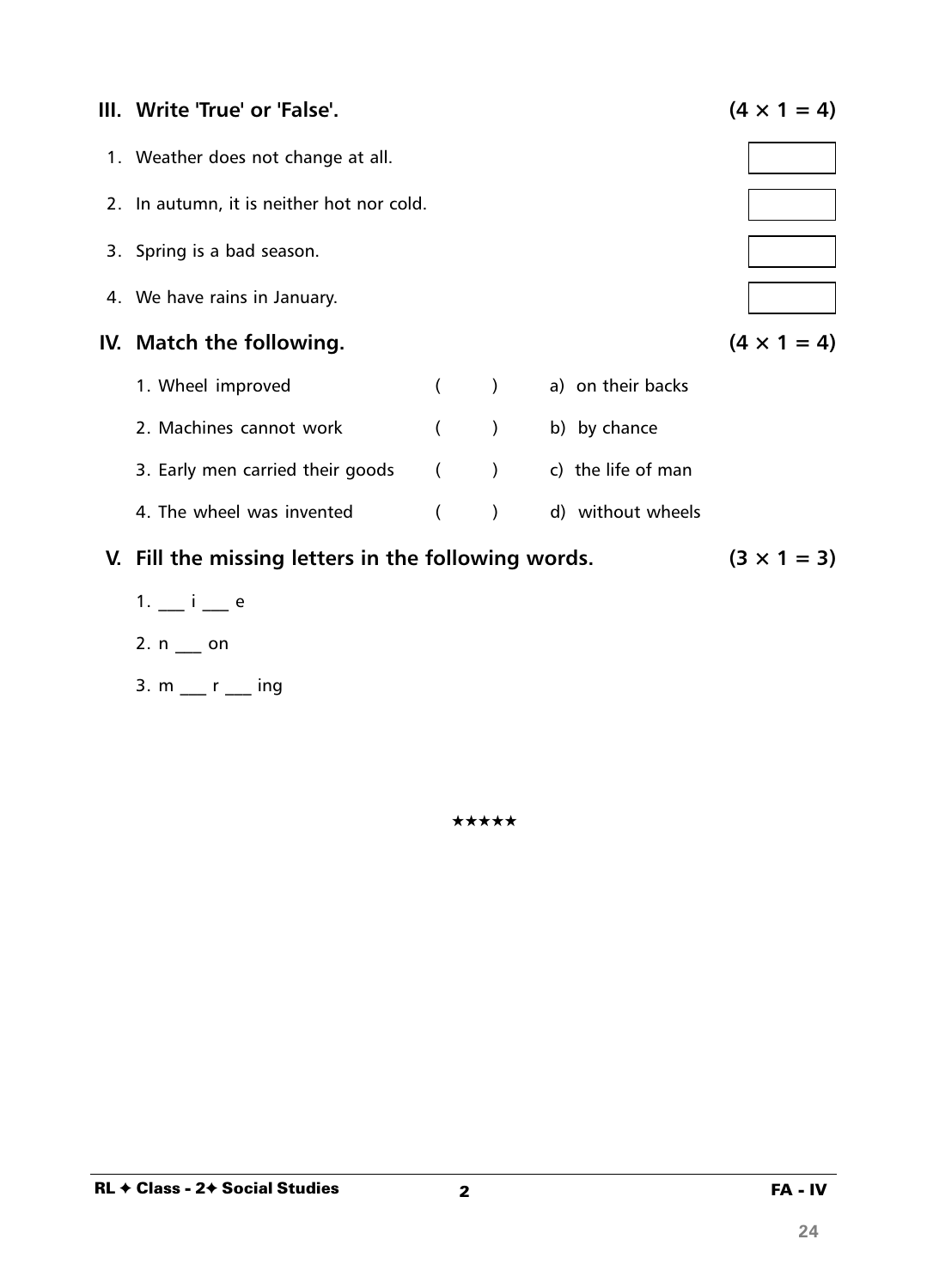## III. Write 'True' or 'False'. (4 × 1 = 4)

1. Weather does not change at all. [ ]
2. In autumn, it is neither hot nor cold. [ ]
3. Spring is a bad season. [ ]
4. We have rains in January. [ ]

## IV. Match the following. (4 × 1 = 4)

| | | |
|---|---|---|
| 1. Wheel improved | ( ) | a) on their backs |
| 2. Machines cannot work | ( ) | b) by chance |
| 3. Early men carried their goods | ( ) | c) the life of man |
| 4. The wheel was invented | ( ) | d) without wheels |

## V. Fill the missing letters in the following words. (3 × 1 = 3)

1. ___ i ___ e
2. n ___ on
3. m ___ r ___ ing

★★★★★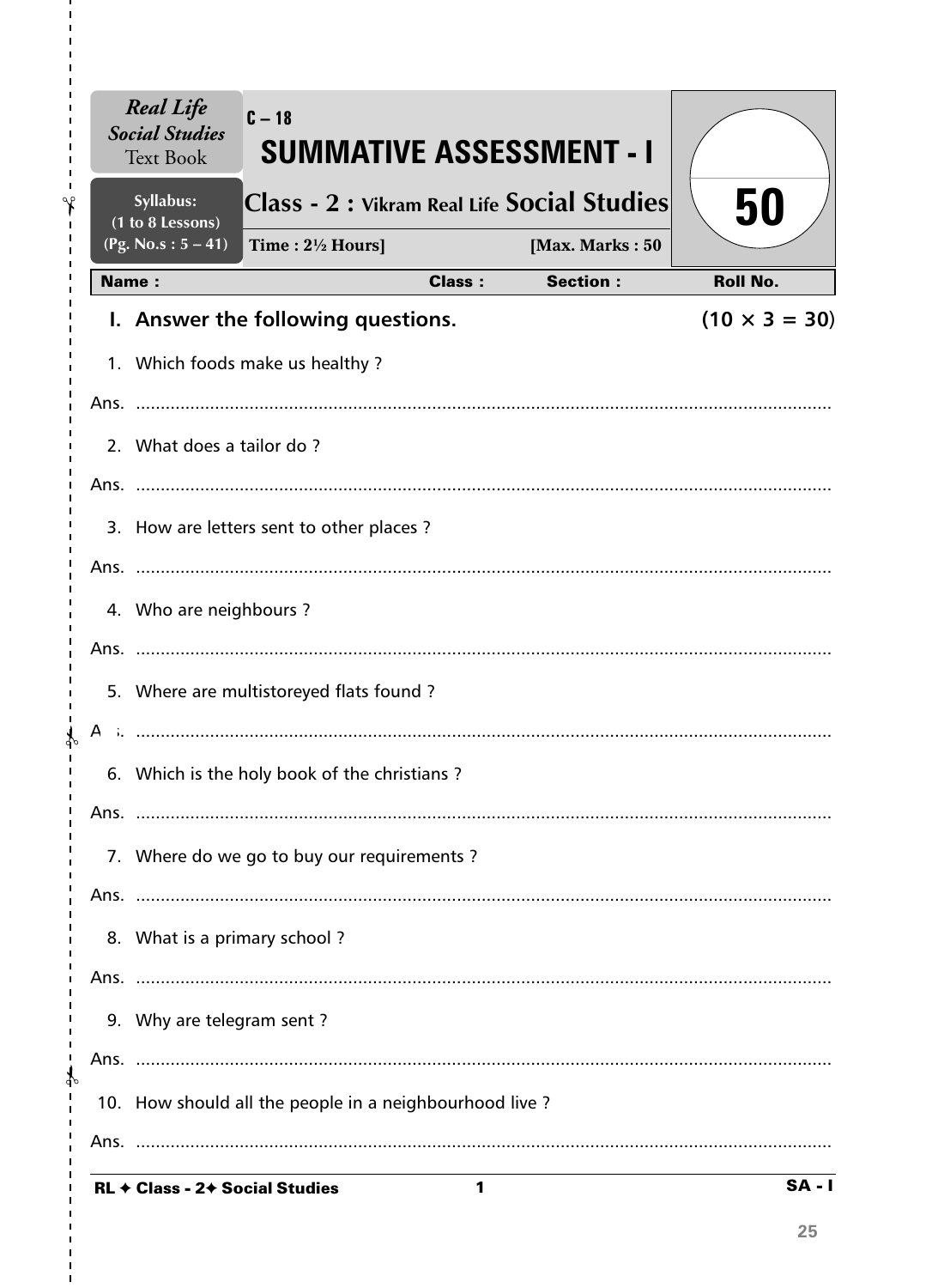*Real Life Social Studies* Text Book

Syllabus: (1 to 8 Lessons) (Pg. No.s : 5 – 41)

C – 18

# SUMMATIVE ASSESSMENT - I

## Class - 2 : Vikram Real Life Social Studies

Time : 2½ Hours] [Max. Marks : 50

50

| Name : | Class : | Section : | Roll No. |
|---|---|---|---|

**I. Answer the following questions. (10 × 3 = 30)**

1. Which foods make us healthy ?

Ans. ..........................................................................................

2. What does a tailor do ?

Ans. ..........................................................................................

3. How are letters sent to other places ?

Ans. ..........................................................................................

4. Who are neighbours ?

Ans. ..........................................................................................

5. Where are multistoreyed flats found ?

Ans. ..........................................................................................

6. Which is the holy book of the christians ?

Ans. ..........................................................................................

7. Where do we go to buy our requirements ?

Ans. ..........................................................................................

8. What is a primary school ?

Ans. ..........................................................................................

9. Why are telegram sent ?

Ans. ..........................................................................................

10. How should all the people in a neighbourhood live ?

Ans. ..........................................................................................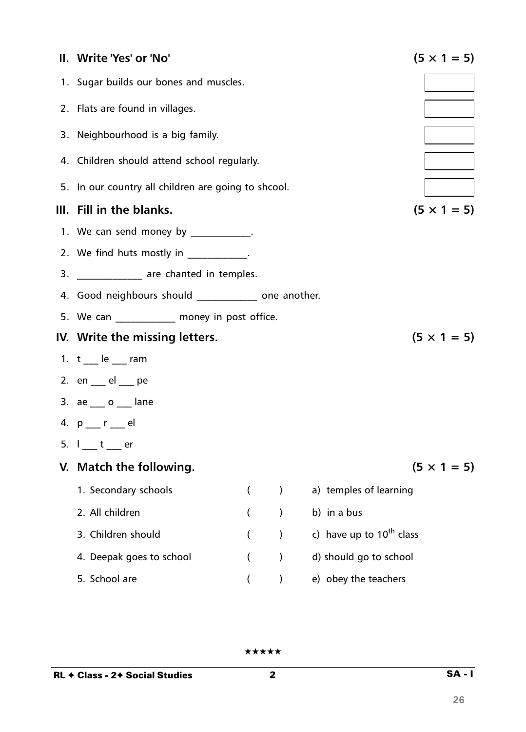## II. Write 'Yes' or 'No' (5 × 1 = 5)

1. Sugar builds our bones and muscles.
2. Flats are found in villages.
3. Neighbourhood is a big family.
4. Children should attend school regularly.
5. In our country all children are going to shcool.

## III. Fill in the blanks. (5 × 1 = 5)

1. We can send money by ___________.
2. We find huts mostly in ___________.
3. ____________ are chanted in temples.
4. Good neighbours should ___________ one another.
5. We can ___________ money in post office.

## IV. Write the missing letters. (5 × 1 = 5)

1. t ___ le ___ ram
2. en ___ el ___ pe
3. ae ___ o ___ lane
4. p ___ r ___ el
5. l ___ t ___ er

## V. Match the following. (5 × 1 = 5)

| | | |
|---|---|---|
| 1. Secondary schools | ( ) | a) temples of learning |
| 2. All children | ( ) | b) in a bus |
| 3. Children should | ( ) | c) have up to 10th class |
| 4. Deepak goes to school | ( ) | d) should go to school |
| 5. School are | ( ) | e) obey the teachers |

★★★★★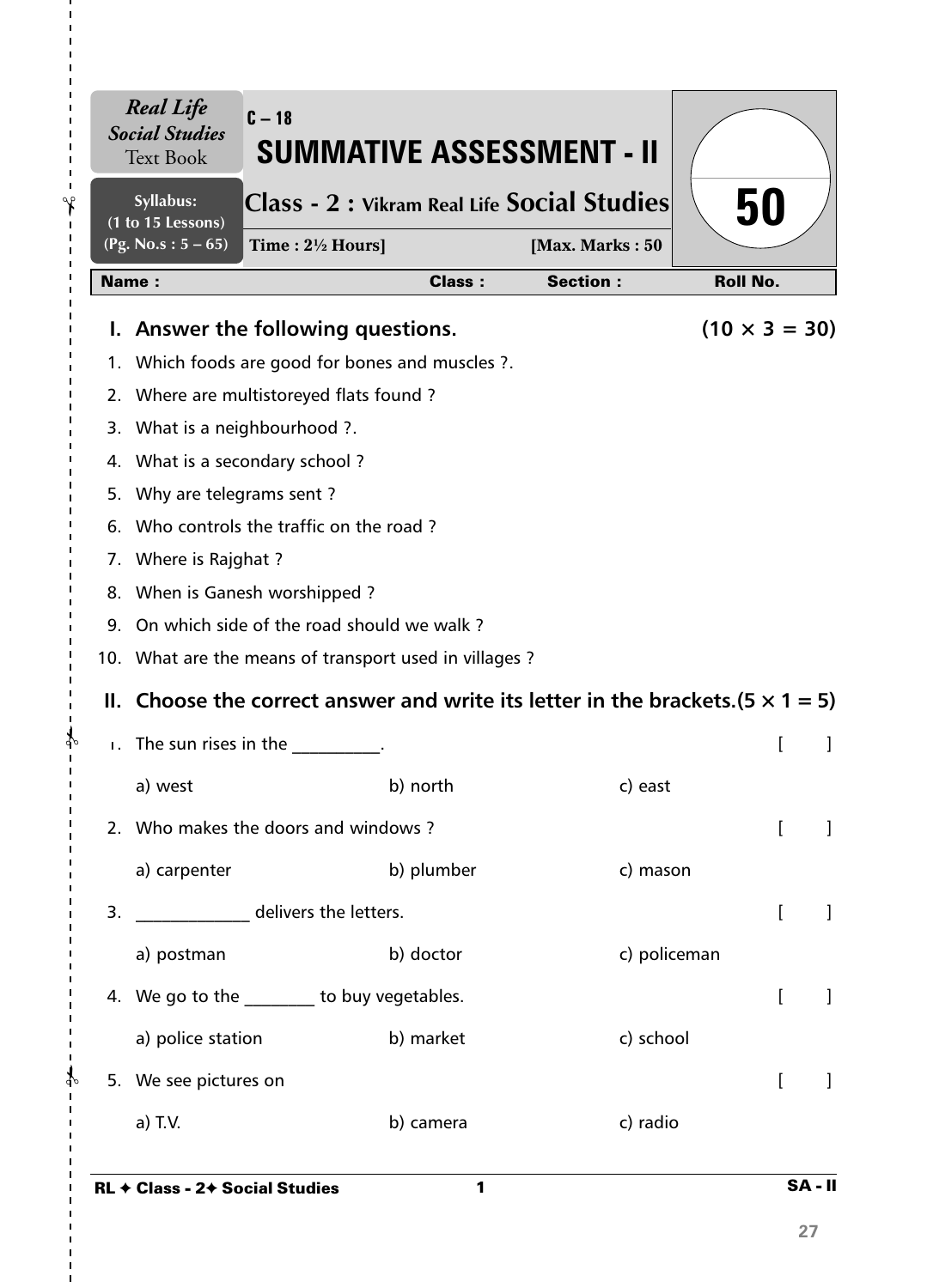*Real Life Social Studies* Text Book

Syllabus: (1 to 15 Lessons) (Pg. No.s : 5 – 65)

C – 18

# SUMMATIVE ASSESSMENT - II

## Class - 2 : Vikram Real Life Social Studies

**Time : 2½ Hours]** **[Max. Marks : 50**

**50**

| Name : | Class : | Section : | Roll No. |
|---|---|---|---|

## I. Answer the following questions. (10 × 3 = 30)

1. Which foods are good for bones and muscles ?.
2. Where are multistoreyed flats found ?
3. What is a neighbourhood ?.
4. What is a secondary school ?
5. Why are telegrams sent ?
6. Who controls the traffic on the road ?
7. Where is Rajghat ?
8. When is Ganesh worshipped ?
9. On which side of the road should we walk ?
10. What are the means of transport used in villages ?

## II. Choose the correct answer and write its letter in the brackets.(5 × 1 = 5)

1. The sun rises in the __________. [ ]

   a) west b) north c) east

2. Who makes the doors and windows ? [ ]

   a) carpenter b) plumber c) mason

3. _____________ delivers the letters. [ ]

   a) postman b) doctor c) policeman

4. We go to the ________ to buy vegetables. [ ]

   a) police station b) market c) school

5. We see pictures on [ ]

   a) T.V. b) camera c) radio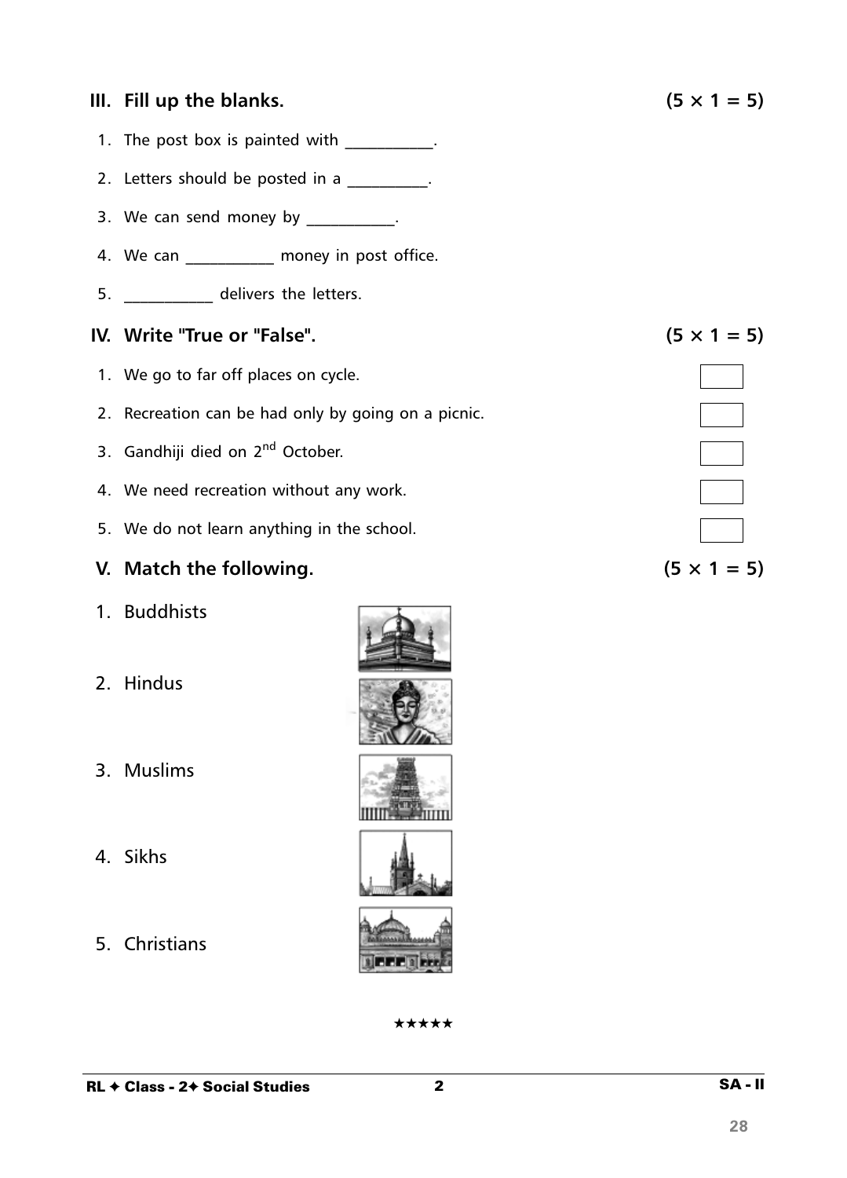## III. Fill up the blanks. (5 × 1 = 5)

1. The post box is painted with __________.
2. Letters should be posted in a _________.
3. We can send money by __________.
4. We can __________ money in post office.
5. __________ delivers the letters.

## IV. Write "True or "False". (5 × 1 = 5)

1. We go to far off places on cycle.
2. Recreation can be had only by going on a picnic.
3. Gandhiji died on 2nd October.
4. We need recreation without any work.
5. We do not learn anything in the school.

## V. Match the following. (5 × 1 = 5)

1. Buddhists
2. Hindus
3. Muslims
4. Sikhs
5. Christians

★★★★★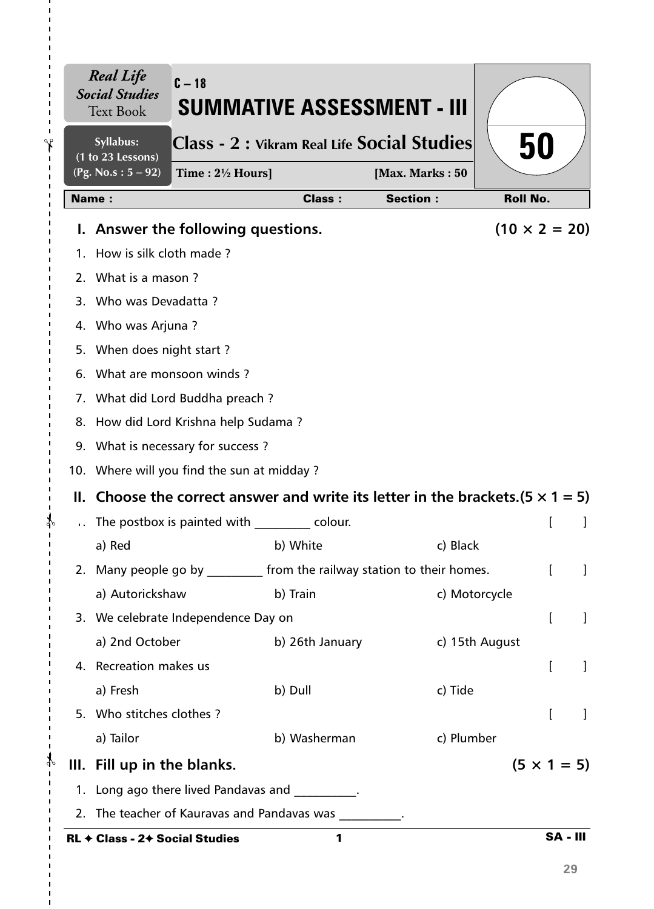**Real Life Social Studies** Text Book

Syllabus: (1 to 23 Lessons) (Pg. No.s : 5 – 92)

C – 18

# SUMMATIVE ASSESSMENT - III

## Class - 2 : Vikram Real Life Social Studies

**Time : 2½ Hours]** **[Max. Marks : 50**

50

| Name : | Class : | Section : | Roll No. |
|---|---|---|---|

### I. Answer the following questions. (10 × 2 = 20)

1. How is silk cloth made ?
2. What is a mason ?
3. Who was Devadatta ?
4. Who was Arjuna ?
5. When does night start ?
6. What are monsoon winds ?
7. What did Lord Buddha preach ?
8. How did Lord Krishna help Sudama ?
9. What is necessary for success ?
10. Where will you find the sun at midday ?

### II. Choose the correct answer and write its letter in the brackets. (5 × 1 = 5)

1. The postbox is painted with _________ colour. [ ]

   a) Red  b) White  c) Black

2. Many people go by _________ from the railway station to their homes. [ ]

   a) Autorickshaw  b) Train  c) Motorcycle

3. We celebrate Independence Day on [ ]

   a) 2nd October  b) 26th January  c) 15th August

4. Recreation makes us [ ]

   a) Fresh  b) Dull  c) Tide

5. Who stitches clothes ? [ ]

   a) Tailor  b) Washerman  c) Plumber

### III. Fill up in the blanks. (5 × 1 = 5)

1. Long ago there lived Pandavas and __________.
2. The teacher of Kauravas and Pandavas was __________.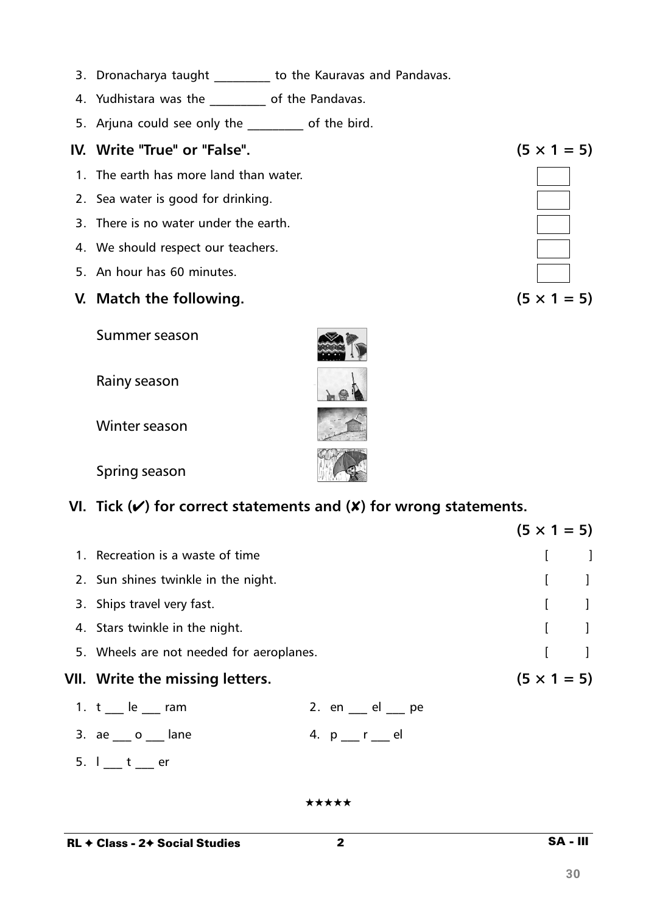3. Dronacharya taught _________ to the Kauravas and Pandavas.
4. Yudhistara was the _________ of the Pandavas.
5. Arjuna could see only the _________ of the bird.

## IV. Write "True" or "False". (5 × 1 = 5)

1. The earth has more land than water.
2. Sea water is good for drinking.
3. There is no water under the earth.
4. We should respect our teachers.
5. An hour has 60 minutes.

## V. Match the following. (5 × 1 = 5)

Summer season

Rainy season

Winter season

Spring season

## VI. Tick (✔) for correct statements and (✘) for wrong statements. (5 × 1 = 5)

1. Recreation is a waste of time [ ]
2. Sun shines twinkle in the night. [ ]
3. Ships travel very fast. [ ]
4. Stars twinkle in the night. [ ]
5. Wheels are not needed for aeroplanes. [ ]

## VII. Write the missing letters. (5 × 1 = 5)

1. t ___ le ___ ram
2. en ___ el ___ pe
3. ae ___ o ___ lane
4. p ___ r ___ el
5. l ___ t ___ er

★★★★★